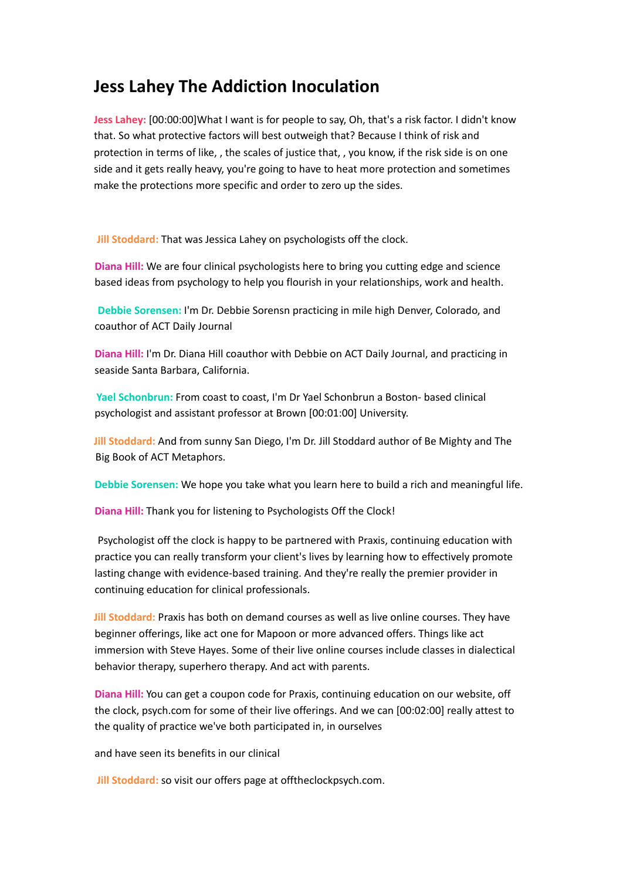# Jess Lahey The Addiction Inoculation

**Jess Lahey:** [00:00:00]What I want is for people to say, Oh, that's a risk factor. I didn't know that. So what protective factors will best outweigh that? Because I think of risk and protection in terms of like, , the scales of justice that, , you know, if the risk side is on one side and it gets really heavy, you're going to have to heat more protection and sometimes make the protections more specific and order to zero up the sides.

**Jill Stoddard:** That was Jessica Lahey on psychologists off the clock.

**Diana Hill:** We are four clinical psychologists here to bring you cutting edge and science based ideas from psychology to help you flourish in your relationships, work and health.

**Debbie Sorensen:** I'm Dr. Debbie Sorensn practicing in mile high Denver, Colorado, and coauthor of ACT Daily Journal

**Diana Hill:** I'm Dr. Diana Hill coauthor with Debbie on ACT Daily Journal, and practicing in seaside Santa Barbara, California.

**Yael Schonbrun:** From coast to coast, I'm Dr Yael Schonbrun a Boston- based clinical psychologist and assistant professor at Brown [00:01:00] University.

**Jill Stoddard:** And from sunny San Diego, I'm Dr. Jill Stoddard author of Be Mighty and The Big Book of ACT Metaphors.

**Debbie Sorensen:** We hope you take what you learn here to build a rich and meaningful life.

**Diana Hill:** Thank you for listening to Psychologists Off the Clock!

Psychologist off the clock is happy to be partnered with Praxis, continuing education with practice you can really transform your client's lives by learning how to effectively promote lasting change with evidence-based training. And they're really the premier provider in continuing education for clinical professionals.

**Jill Stoddard:** Praxis has both on demand courses as well as live online courses. They have beginner offerings, like act one for Mapoon or more advanced offers. Things like act immersion with Steve Hayes. Some of their live online courses include classes in dialectical behavior therapy, superhero therapy. And act with parents.

**Diana Hill:** You can get a coupon code for Praxis, continuing education on our website, off the clock, psych.com for some of their live offerings. And we can [00:02:00] really attest to the quality of practice we've both participated in, in ourselves

and have seen its benefits in our clinical

**Jill Stoddard:** so visit our offers page at offtheclockpsych.com.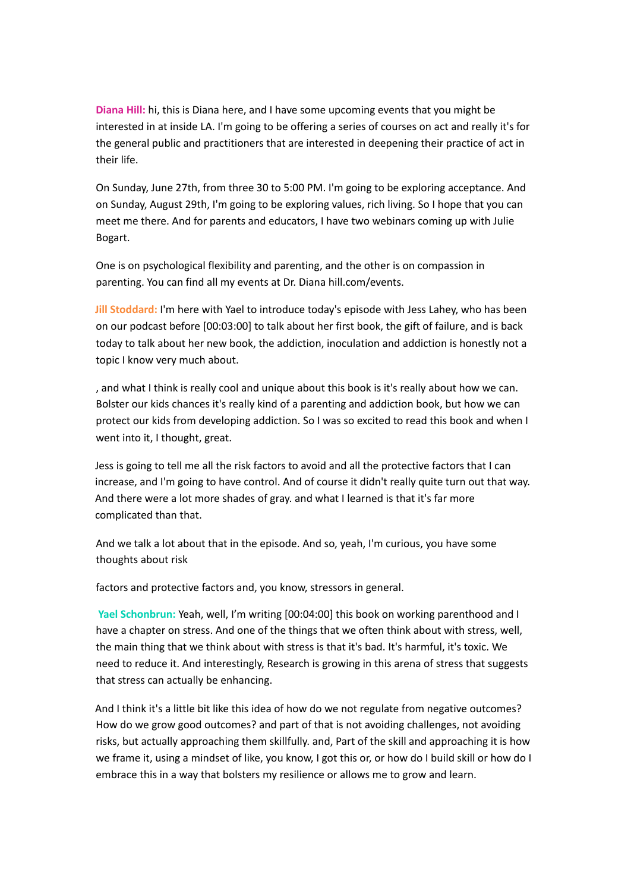**Diana Hill:** hi, this is Diana here, and I have some upcoming events that you might be interested in at inside LA. I'm going to be offering a series of courses on act and really it's for the general public and practitioners that are interested in deepening their practice of act in their life.

On Sunday, June 27th, from three 30 to 5:00 PM. I'm going to be exploring acceptance. And on Sunday, August 29th, I'm going to be exploring values, rich living. So I hope that you can meet me there. And for parents and educators, I have two webinars coming up with Julie Bogart.

One is on psychological flexibility and parenting, and the other is on compassion in parenting. You can find all my events at Dr. Diana hill.com/events.

**Jill Stoddard:** I'm here with Yael to introduce today's episode with Jess Lahey, who has been on our podcast before [00:03:00] to talk about her first book, the gift of failure, and is back today to talk about her new book, the addiction, inoculation and addiction is honestly not a topic I know very much about.

, and what I think is really cool and unique about this book is it's really about how we can. Bolster our kids chances it's really kind of a parenting and addiction book, but how we can protect our kids from developing addiction. So I was so excited to read this book and when I went into it, I thought, great.

Jess is going to tell me all the risk factors to avoid and all the protective factors that I can increase, and I'm going to have control. And of course it didn't really quite turn out that way. And there were a lot more shades of gray. and what I learned is that it's far more complicated than that.

And we talk a lot about that in the episode. And so, yeah, I'm curious, you have some thoughts about risk

factors and protective factors and, you know, stressors in general.

**Yael Schonbrun:** Yeah, well, I'm writing [00:04:00] this book on working parenthood and I have a chapter on stress. And one of the things that we often think about with stress, well, the main thing that we think about with stress is that it's bad. It's harmful, it's toxic. We need to reduce it. And interestingly, Research is growing in this arena of stress that suggests that stress can actually be enhancing.

And I think it's a little bit like this idea of how do we not regulate from negative outcomes? How do we grow good outcomes? and part of that is not avoiding challenges, not avoiding risks, but actually approaching them skillfully. and, Part of the skill and approaching it is how we frame it, using a mindset of like, you know, I got this or, or how do I build skill or how do I embrace this in a way that bolsters my resilience or allows me to grow and learn.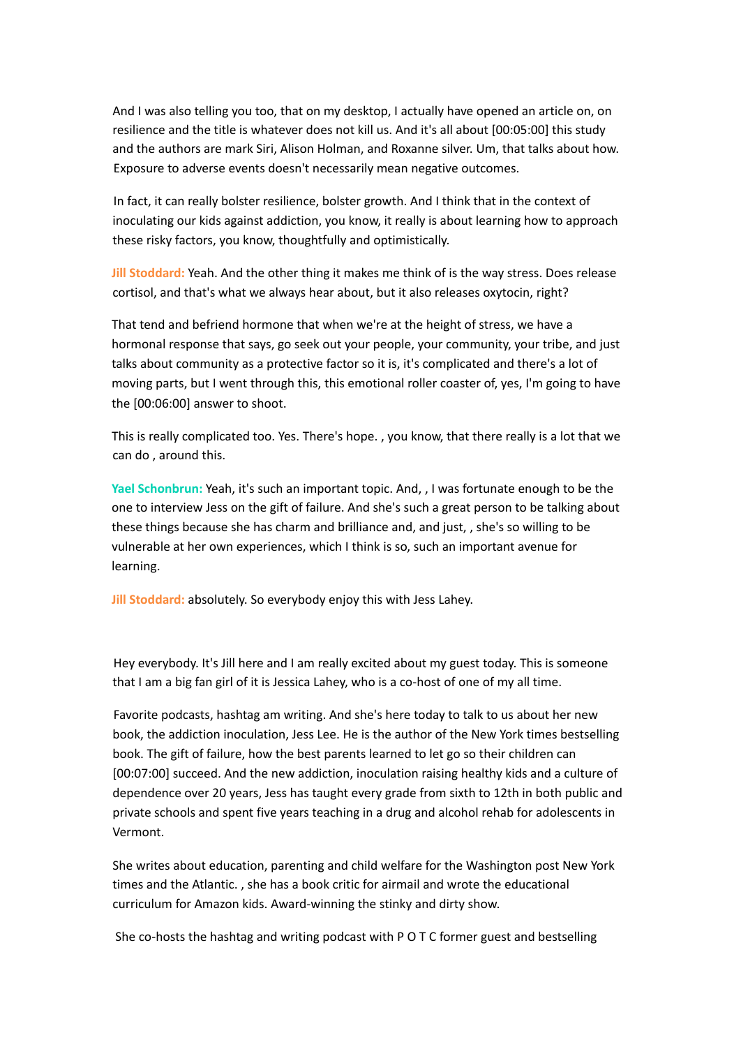And I was also telling you too, that on my desktop, I actually have opened an article on, on resilience and the title is whatever does not kill us. And it's all about [00:05:00] this study and the authors are mark Siri, Alison Holman, and Roxanne silver. Um, that talks about how. Exposure to adverse events doesn't necessarily mean negative outcomes.

In fact, it can really bolster resilience, bolster growth. And I think that in the context of inoculating our kids against addiction, you know, it really is about learning how to approach these risky factors, you know, thoughtfully and optimistically.

**Jill Stoddard:** Yeah. And the other thing it makes me think of is the way stress. Does release cortisol, and that's what we always hear about, but it also releases oxytocin, right?

That tend and befriend hormone that when we're at the height of stress, we have a hormonal response that says, go seek out your people, your community, your tribe, and just talks about community as a protective factor so it is, it's complicated and there's a lot of moving parts, but I went through this, this emotional roller coaster of, yes, I'm going to have the [00:06:00] answer to shoot.

This is really complicated too. Yes. There's hope. , you know, that there really is a lot that we can do , around this.

**Yael Schonbrun:** Yeah, it's such an important topic. And, , I was fortunate enough to be the one to interview Jess on the gift of failure. And she's such a great person to be talking about these things because she has charm and brilliance and, and just, , she's so willing to be vulnerable at her own experiences, which I think is so, such an important avenue for learning.

**Jill Stoddard:** absolutely. So everybody enjoy this with Jess Lahey.

Hey everybody. It's Jill here and I am really excited about my guest today. This is someone that I am a big fan girl of it is Jessica Lahey, who is a co-host of one of my all time.

Favorite podcasts, hashtag am writing. And she's here today to talk to us about her new book, the addiction inoculation, Jess Lee. He is the author of the New York times bestselling book. The gift of failure, how the best parents learned to let go so their children can [00:07:00] succeed. And the new addiction, inoculation raising healthy kids and a culture of dependence over 20 years, Jess has taught every grade from sixth to 12th in both public and private schools and spent five years teaching in a drug and alcohol rehab for adolescents in Vermont.

She writes about education, parenting and child welfare for the Washington post New York times and the Atlantic. , she has a book critic for airmail and wrote the educational curriculum for Amazon kids. Award-winning the stinky and dirty show.

She co-hosts the hashtag and writing podcast with P O T C former guest and bestselling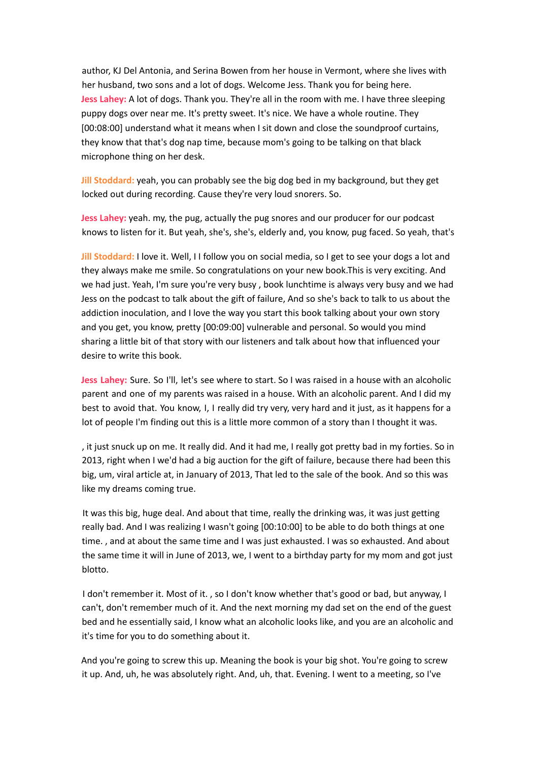author, KJ Del Antonia, and Serina Bowen from her house in Vermont, where she lives with her husband, two sons and a lot of dogs. Welcome Jess. Thank you for being here.

**Jess Lahey:** A lot of dogs. Thank you. They're all in the room with me. I have three sleeping puppy dogs over near me. It's pretty sweet. It's nice. We have a whole routine. They [00:08:00] understand what it means when I sit down and close the soundproof curtains, they know that that's dog nap time, because mom's going to be talking on that black microphone thing on her desk.

**Jill Stoddard:** yeah, you can probably see the big dog bed in my background, but they get locked out during recording. Cause they're very loud snorers. So.

**Jess Lahey:** yeah. my, the pug, actually the pug snores and our producer for our podcast knows to listen for it. But yeah, she's, she's, elderly and, you know, pug faced. So yeah, that's

**Jill Stoddard:** I love it. Well, I I follow you on social media, so I get to see your dogs a lot and they always make me smile. So congratulations on your new book.This is very exciting. And we had just. Yeah, I'm sure you're very busy , book lunchtime is always very busy and we had Jess on the podcast to talk about the gift of failure, And so she's back to talk to us about the addiction inoculation, and I love the way you start this book talking about your own story and you get, you know, pretty [00:09:00] vulnerable and personal. So would you mind sharing a little bit of that story with our listeners and talk about how that influenced your desire to write this book.

**Jess Lahey:** Sure. So I'll, let's see where to start. So I was raised in a house with an alcoholic parent and one of my parents was raised in a house. With an alcoholic parent. And I did my best to avoid that. You know, I, I really did try very, very hard and it just, as it happens for a lot of people I'm finding out this is a little more common of a story than I thought it was.

, it just snuck up on me. It really did. And it had me, I really got pretty bad in my forties. So in 2013, right when I we'd had a big auction for the gift of failure, because there had been this big, um, viral article at, in January of 2013, That led to the sale of the book. And so this was like my dreams coming true.

It was this big, huge deal. And about that time, really the drinking was, it was just getting really bad. And I was realizing I wasn't going [00:10:00] to be able to do both things at one time. , and at about the same time and I was just exhausted. I was so exhausted. And about the same time it will in June of 2013, we, I went to a birthday party for my mom and got just blotto.

I don't remember it. Most of it. , so I don't know whether that's good or bad, but anyway, I can't, don't remember much of it. And the next morning my dad set on the end of the guest bed and he essentially said, I know what an alcoholic looks like, and you are an alcoholic and it's time for you to do something about it.

And you're going to screw this up. Meaning the book is your big shot. You're going to screw it up. And, uh, he was absolutely right. And, uh, that. Evening. I went to a meeting, so I've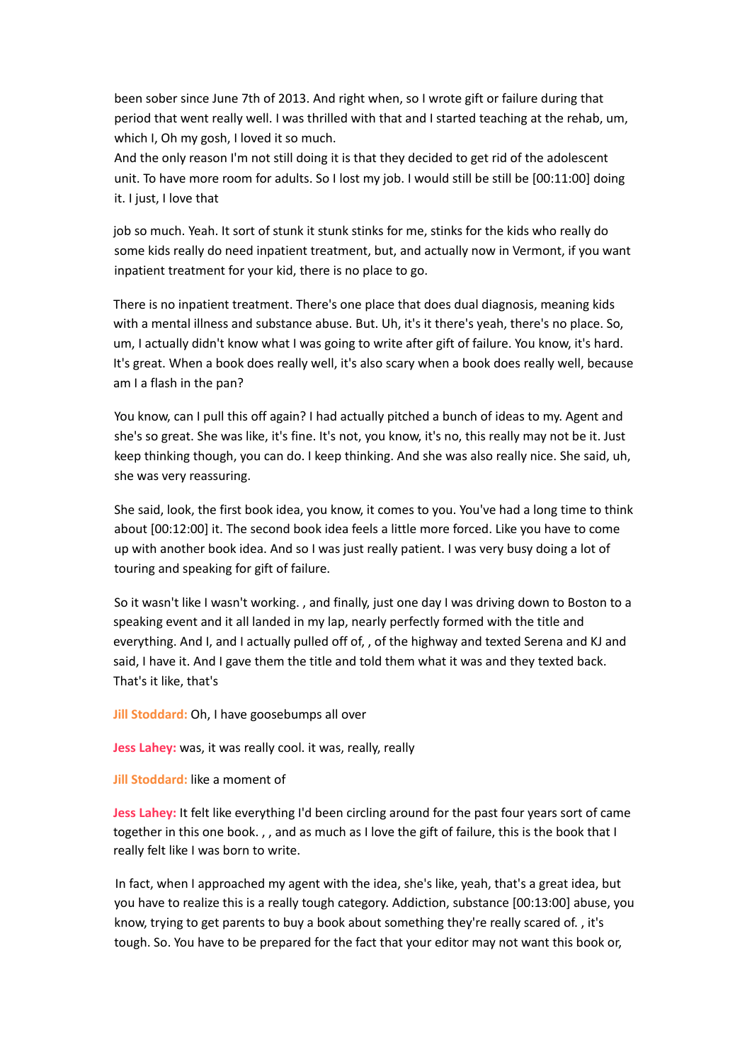been sober since June 7th of 2013. And right when, so I wrote gift or failure during that period that went really well. I was thrilled with that and I started teaching at the rehab, um, which I, Oh my gosh, I loved it so much.

And the only reason I'm not still doing it is that they decided to get rid of the adolescent unit. To have more room for adults. So I lost my job. I would still be still be [00:11:00] doing it. I just, I love that

job so much. Yeah. It sort of stunk it stunk stinks for me, stinks for the kids who really do some kids really do need inpatient treatment, but, and actually now in Vermont, if you want inpatient treatment for your kid, there is no place to go.

There is no inpatient treatment. There's one place that does dual diagnosis, meaning kids with a mental illness and substance abuse. But. Uh, it's it there's yeah, there's no place. So, um, I actually didn't know what I was going to write after gift of failure. You know, it's hard. It's great. When a book does really well, it's also scary when a book does really well, because am I a flash in the pan?

You know, can I pull this off again? I had actually pitched a bunch of ideas to my. Agent and she's so great. She was like, it's fine. It's not, you know, it's no, this really may not be it. Just keep thinking though, you can do. I keep thinking. And she was also really nice. She said, uh, she was very reassuring.

She said, look, the first book idea, you know, it comes to you. You've had a long time to think about [00:12:00] it. The second book idea feels a little more forced. Like you have to come up with another book idea. And so I was just really patient. I was very busy doing a lot of touring and speaking for gift of failure.

So it wasn't like I wasn't working. , and finally, just one day I was driving down to Boston to a speaking event and it all landed in my lap, nearly perfectly formed with the title and everything. And I, and I actually pulled off of, , of the highway and texted Serena and KJ and said, I have it. And I gave them the title and told them what it was and they texted back. That's it like, that's

**Jill Stoddard:** Oh, I have goosebumps all over

**Jess Lahey:** was, it was really cool. it was, really, really

**Jill Stoddard:** like a moment of

**Jess Lahey:** It felt like everything I'd been circling around for the past four years sort of came together in this one book. , , and as much as I love the gift of failure, this is the book that I really felt like I was born to write.

In fact, when I approached my agent with the idea, she's like, yeah, that's a great idea, but you have to realize this is a really tough category. Addiction, substance [00:13:00] abuse, you know, trying to get parents to buy a book about something they're really scared of. , it's tough. So. You have to be prepared for the fact that your editor may not want this book or,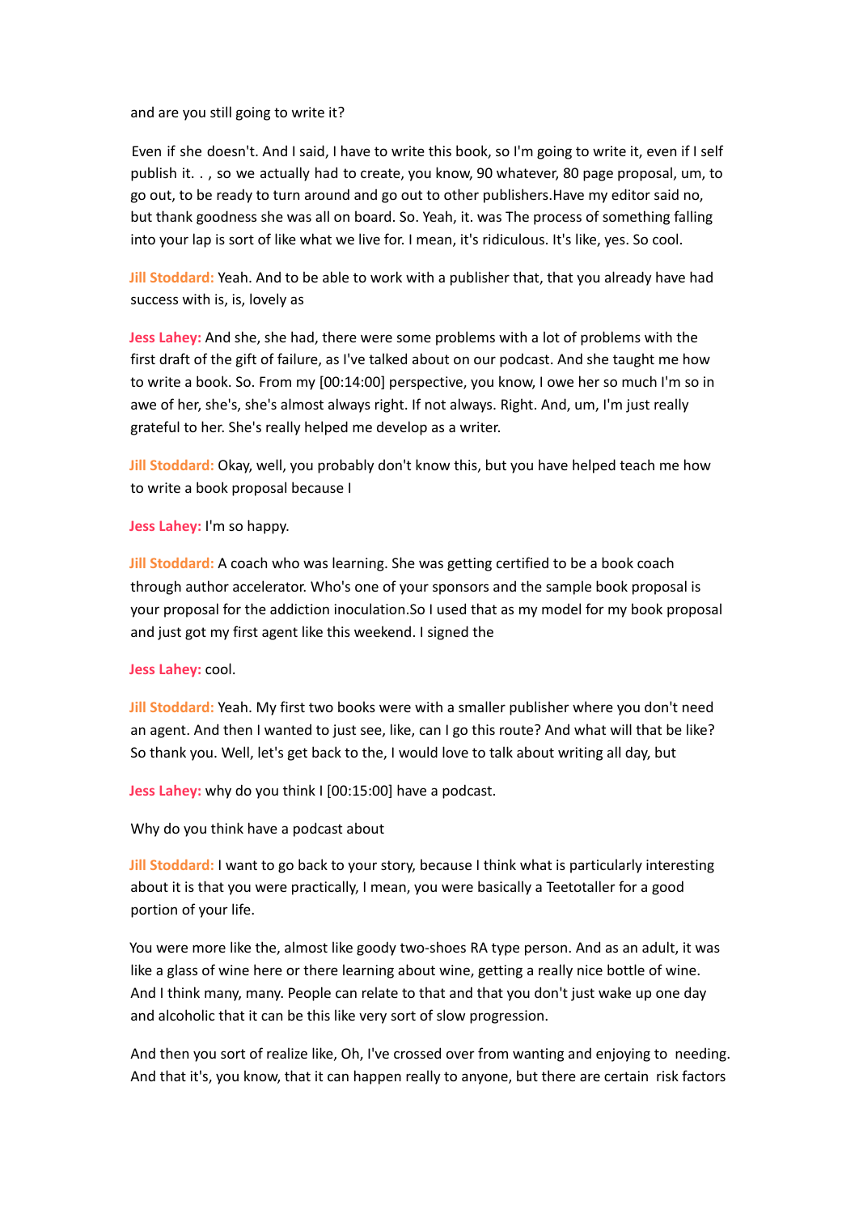and are you still going to write it?

Even if she doesn't. And I said, I have to write this book, so I'm going to write it, even if I self publish it. . , so we actually had to create, you know, 90 whatever, 80 page proposal, um, to go out, to be ready to turn around and go out to other publishers.Have my editor said no, but thank goodness she was all on board. So. Yeah, it. was The process of something falling into your lap is sort of like what we live for. I mean, it's ridiculous. It's like, yes. So cool.

**Jill Stoddard:** Yeah. And to be able to work with a publisher that, that you already have had success with is, is, lovely as

**Jess Lahey:** And she, she had, there were some problems with a lot of problems with the first draft of the gift of failure, as I've talked about on our podcast. And she taught me how to write a book. So. From my [00:14:00] perspective, you know, I owe her so much I'm so in awe of her, she's, she's almost always right. If not always. Right. And, um, I'm just really grateful to her. She's really helped me develop as a writer.

**Jill Stoddard:** Okay, well, you probably don't know this, but you have helped teach me how to write a book proposal because I

**Jess Lahey:** I'm so happy.

**Jill Stoddard:** A coach who was learning. She was getting certified to be a book coach through author accelerator. Who's one of your sponsors and the sample book proposal is your proposal for the addiction inoculation.So I used that as my model for my book proposal and just got my first agent like this weekend. I signed the

**Jess Lahey:** cool.

**Jill Stoddard:** Yeah. My first two books were with a smaller publisher where you don't need an agent. And then I wanted to just see, like, can I go this route? And what will that be like? So thank you. Well, let's get back to the, I would love to talk about writing all day, but

**Jess Lahey:** why do you think I [00:15:00] have a podcast.

Why do you think have a podcast about

**Jill Stoddard:** I want to go back to your story, because I think what is particularly interesting about it is that you were practically, I mean, you were basically a Teetotaller for a good portion of your life.

You were more like the, almost like goody two-shoes RA type person. And as an adult, it was like a glass of wine here or there learning about wine, getting a really nice bottle of wine. And I think many, many. People can relate to that and that you don't just wake up one day and alcoholic that it can be this like very sort of slow progression.

And then you sort of realize like, Oh, I've crossed over from wanting and enjoying to needing. And that it's, you know, that it can happen really to anyone, but there are certain risk factors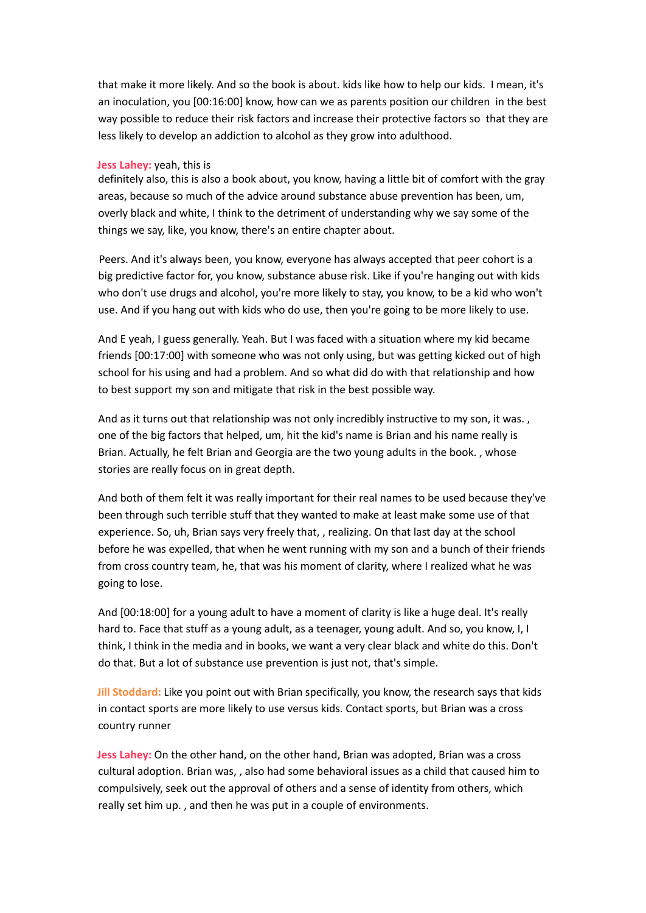that make it more likely. And so the book is about. kids like how to help our kids. I mean, it's an inoculation, you [00:16:00] know, how can we as parents position our children in the best way possible to reduce their risk factors and increase their protective factors so that they are less likely to develop an addiction to alcohol as they grow into adulthood.

**Jess Lahey:** yeah, this is definitely also, this is also a book about, you know, having a little bit of comfort with the gray areas, because so much of the advice around substance abuse prevention has been, um, overly black and white, I think to the detriment of understanding why we say some of the things we say, like, you know, there's an entire chapter about.

Peers. And it's always been, you know, everyone has always accepted that peer cohort is a big predictive factor for, you know, substance abuse risk. Like if you're hanging out with kids who don't use drugs and alcohol, you're more likely to stay, you know, to be a kid who won't use. And if you hang out with kids who do use, then you're going to be more likely to use.

And E yeah, I guess generally. Yeah. But I was faced with a situation where my kid became friends [00:17:00] with someone who was not only using, but was getting kicked out of high school for his using and had a problem. And so what did do with that relationship and how to best support my son and mitigate that risk in the best possible way.

And as it turns out that relationship was not only incredibly instructive to my son, it was. , one of the big factors that helped, um, hit the kid's name is Brian and his name really is Brian. Actually, he felt Brian and Georgia are the two young adults in the book. , whose stories are really focus on in great depth.

And both of them felt it was really important for their real names to be used because they've been through such terrible stuff that they wanted to make at least make some use of that experience. So, uh, Brian says very freely that, , realizing. On that last day at the school before he was expelled, that when he went running with my son and a bunch of their friends from cross country team, he, that was his moment of clarity, where I realized what he was going to lose.

And [00:18:00] for a young adult to have a moment of clarity is like a huge deal. It's really hard to. Face that stuff as a young adult, as a teenager, young adult. And so, you know, I, I think, I think in the media and in books, we want a very clear black and white do this. Don't do that. But a lot of substance use prevention is just not, that's simple.

**Jill Stoddard:** Like you point out with Brian specifically, you know, the research says that kids in contact sports are more likely to use versus kids. Contact sports, but Brian was a cross country runner

**Jess Lahey:** On the other hand, on the other hand, Brian was adopted, Brian was a cross cultural adoption. Brian was, , also had some behavioral issues as a child that caused him to compulsively, seek out the approval of others and a sense of identity from others, which really set him up. , and then he was put in a couple of environments.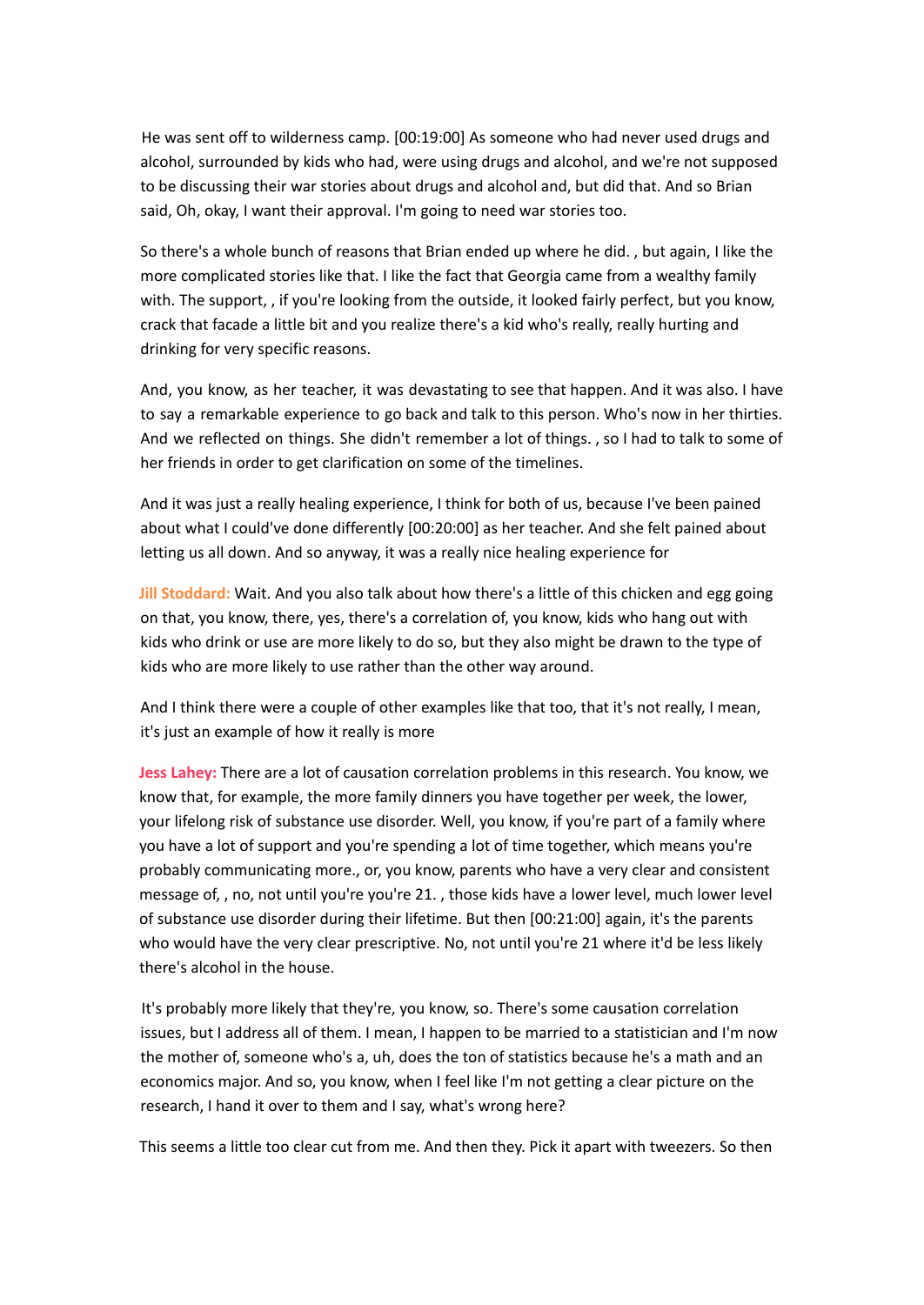He was sent off to wilderness camp. [00:19:00] As someone who had never used drugs and alcohol, surrounded by kids who had, were using drugs and alcohol, and we're not supposed to be discussing their war stories about drugs and alcohol and, but did that. And so Brian said, Oh, okay, I want their approval. I'm going to need war stories too.

So there's a whole bunch of reasons that Brian ended up where he did. , but again, I like the more complicated stories like that. I like the fact that Georgia came from a wealthy family with. The support, , if you're looking from the outside, it looked fairly perfect, but you know, crack that facade a little bit and you realize there's a kid who's really, really hurting and drinking for very specific reasons.

And, you know, as her teacher, it was devastating to see that happen. And it was also. I have to say a remarkable experience to go back and talk to this person. Who's now in her thirties. And we reflected on things. She didn't remember a lot of things. , so I had to talk to some of her friends in order to get clarification on some of the timelines.

And it was just a really healing experience, I think for both of us, because I've been pained about what I could've done differently [00:20:00] as her teacher. And she felt pained about letting us all down. And so anyway, it was a really nice healing experience for

**Jill Stoddard:** Wait. And you also talk about how there's a little of this chicken and egg going on that, you know, there, yes, there's a correlation of, you know, kids who hang out with kids who drink or use are more likely to do so, but they also might be drawn to the type of kids who are more likely to use rather than the other way around.

And I think there were a couple of other examples like that too, that it's not really, I mean, it's just an example of how it really is more

**Jess Lahey:** There are a lot of causation correlation problems in this research. You know, we know that, for example, the more family dinners you have together per week, the lower, your lifelong risk of substance use disorder. Well, you know, if you're part of a family where you have a lot of support and you're spending a lot of time together, which means you're probably communicating more., or, you know, parents who have a very clear and consistent message of, , no, not until you're you're 21. , those kids have a lower level, much lower level of substance use disorder during their lifetime. But then [00:21:00] again, it's the parents who would have the very clear prescriptive. No, not until you're 21 where it'd be less likely there's alcohol in the house.

It's probably more likely that they're, you know, so. There's some causation correlation issues, but I address all of them. I mean, I happen to be married to a statistician and I'm now the mother of, someone who's a, uh, does the ton of statistics because he's a math and an economics major. And so, you know, when I feel like I'm not getting a clear picture on the research, I hand it over to them and I say, what's wrong here?

This seems a little too clear cut from me. And then they. Pick it apart with tweezers. So then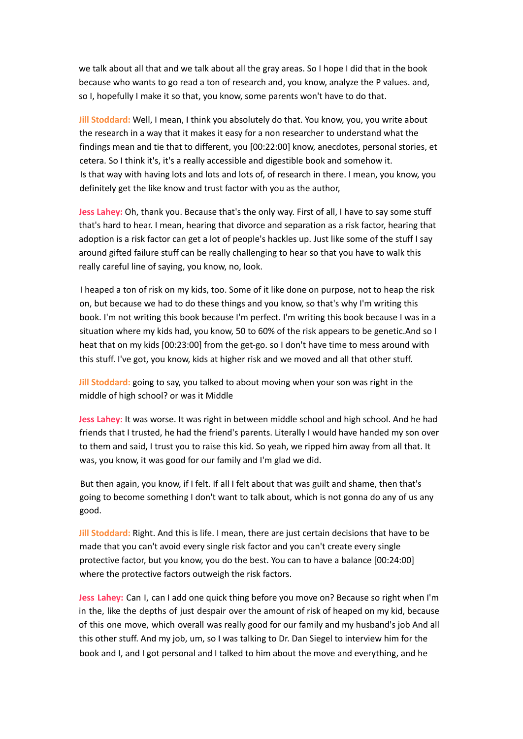we talk about all that and we talk about all the gray areas. So I hope I did that in the book because who wants to go read a ton of research and, you know, analyze the P values. and, so I, hopefully I make it so that, you know, some parents won't have to do that.

**Jill Stoddard:** Well, I mean, I think you absolutely do that. You know, you, you write about the research in a way that it makes it easy for a non researcher to understand what the findings mean and tie that to different, you [00:22:00] know, anecdotes, personal stories, et cetera. So I think it's, it's a really accessible and digestible book and somehow it. Is that way with having lots and lots and lots of, of research in there. I mean, you know, you definitely get the like know and trust factor with you as the author,

**Jess Lahey:** Oh, thank you. Because that's the only way. First of all, I have to say some stuff that's hard to hear. I mean, hearing that divorce and separation as a risk factor, hearing that adoption is a risk factor can get a lot of people's hackles up. Just like some of the stuff I say around gifted failure stuff can be really challenging to hear so that you have to walk this really careful line of saying, you know, no, look.

I heaped a ton of risk on my kids, too. Some of it like done on purpose, not to heap the risk on, but because we had to do these things and you know, so that's why I'm writing this book. I'm not writing this book because I'm perfect. I'm writing this book because I was in a situation where my kids had, you know, 50 to 60% of the risk appears to be genetic.And so I heat that on my kids [00:23:00] from the get-go. so I don't have time to mess around with this stuff. I've got, you know, kids at higher risk and we moved and all that other stuff.

**Jill Stoddard:** going to say, you talked to about moving when your son was right in the middle of high school? or was it Middle

**Jess Lahey:** It was worse. It was right in between middle school and high school. And he had friends that I trusted, he had the friend's parents. Literally I would have handed my son over to them and said, I trust you to raise this kid. So yeah, we ripped him away from all that. It was, you know, it was good for our family and I'm glad we did.

But then again, you know, if I felt. If all I felt about that was guilt and shame, then that's going to become something I don't want to talk about, which is not gonna do any of us any good.

**Jill Stoddard:** Right. And this is life. I mean, there are just certain decisions that have to be made that you can't avoid every single risk factor and you can't create every single protective factor, but you know, you do the best. You can to have a balance [00:24:00] where the protective factors outweigh the risk factors.

**Jess Lahey:** Can I, can I add one quick thing before you move on? Because so right when I'm in the, like the depths of just despair over the amount of risk of heaped on my kid, because of this one move, which overall was really good for our family and my husband's job And all this other stuff. And my job, um, so I was talking to Dr. Dan Siegel to interview him for the book and I, and I got personal and I talked to him about the move and everything, and he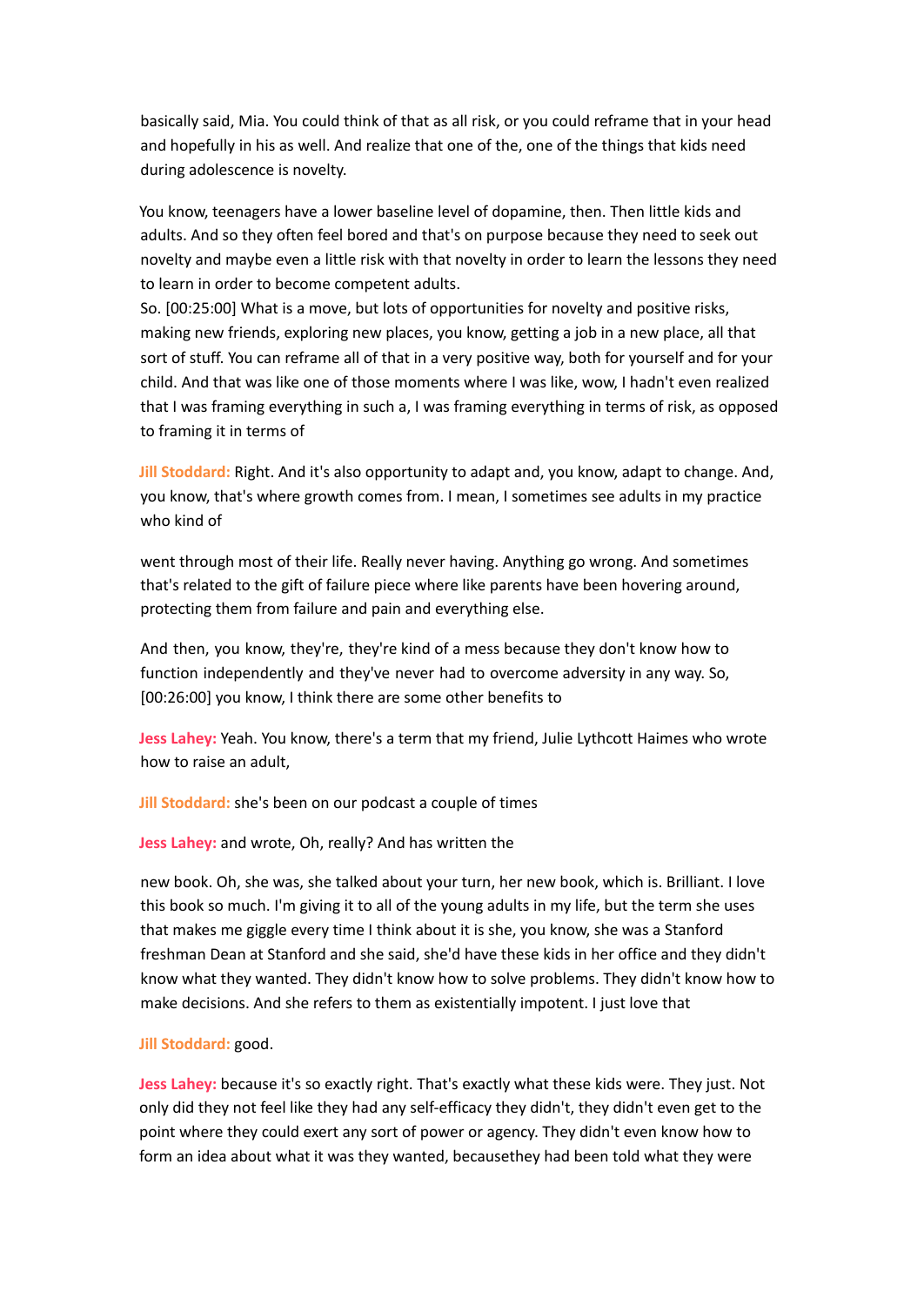basically said, Mia. You could think of that as all risk, or you could reframe that in your head and hopefully in his as well. And realize that one of the, one of the things that kids need during adolescence is novelty.

You know, teenagers have a lower baseline level of dopamine, then. Then little kids and adults. And so they often feel bored and that's on purpose because they need to seek out novelty and maybe even a little risk with that novelty in order to learn the lessons they need to learn in order to become competent adults.

So. [00:25:00] What is a move, but lots of opportunities for novelty and positive risks, making new friends, exploring new places, you know, getting a job in a new place, all that sort of stuff. You can reframe all of that in a very positive way, both for yourself and for your child. And that was like one of those moments where I was like, wow, I hadn't even realized that I was framing everything in such a, I was framing everything in terms of risk, as opposed to framing it in terms of

**Jill Stoddard:** Right. And it's also opportunity to adapt and, you know, adapt to change. And, you know, that's where growth comes from. I mean, I sometimes see adults in my practice who kind of

went through most of their life. Really never having. Anything go wrong. And sometimes that's related to the gift of failure piece where like parents have been hovering around, protecting them from failure and pain and everything else.

And then, you know, they're, they're kind of a mess because they don't know how to function independently and they've never had to overcome adversity in any way. So, [00:26:00] you know, I think there are some other benefits to

**Jess Lahey:** Yeah. You know, there's a term that my friend, Julie Lythcott Haimes who wrote how to raise an adult,

**Jill Stoddard:** she's been on our podcast a couple of times

**Jess Lahey:** and wrote, Oh, really? And has written the

new book. Oh, she was, she talked about your turn, her new book, which is. Brilliant. I love this book so much. I'm giving it to all of the young adults in my life, but the term she uses that makes me giggle every time I think about it is she, you know, she was a Stanford freshman Dean at Stanford and she said, she'd have these kids in her office and they didn't know what they wanted. They didn't know how to solve problems. They didn't know how to make decisions. And she refers to them as existentially impotent. I just love that

**Jill Stoddard:** good.

**Jess Lahey:** because it's so exactly right. That's exactly what these kids were. They just. Not only did they not feel like they had any self-efficacy they didn't, they didn't even get to the point where they could exert any sort of power or agency. They didn't even know how to form an idea about what it was they wanted, becausethey had been told what they were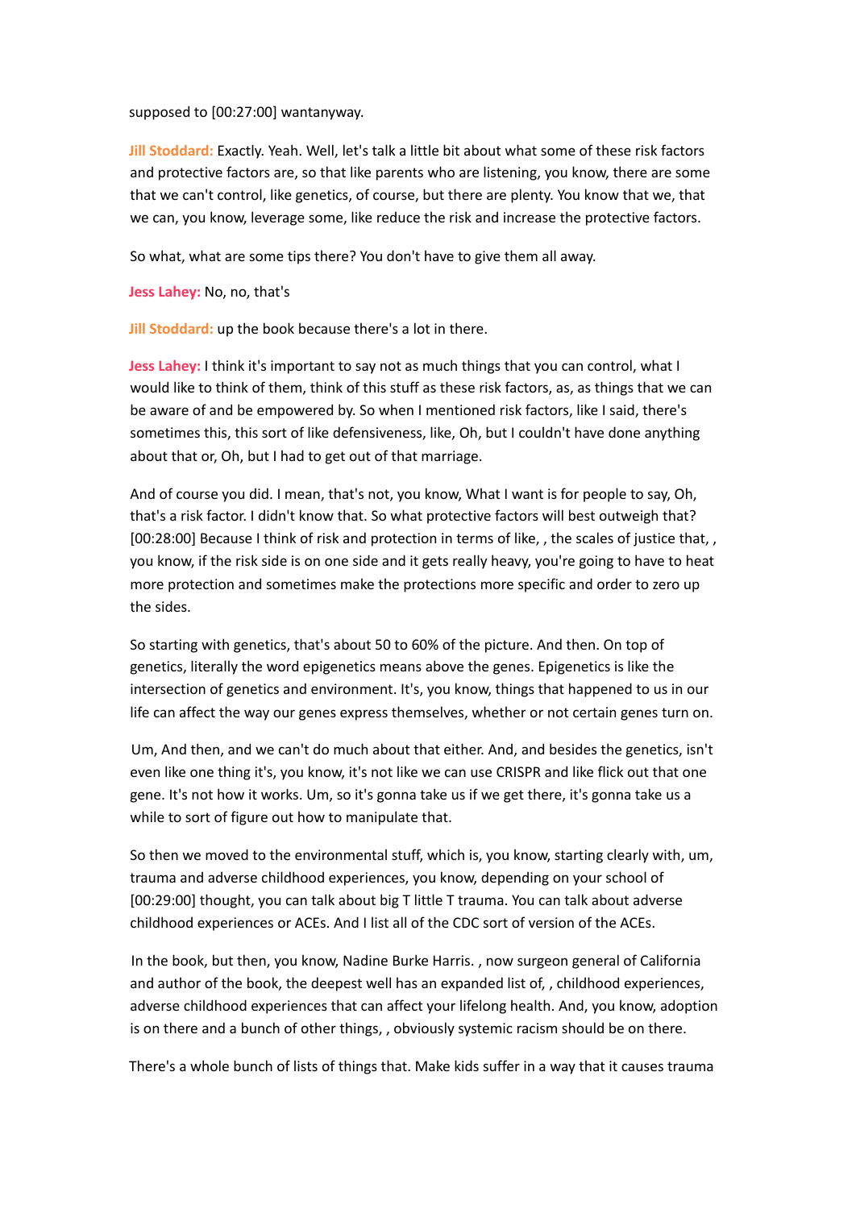supposed to [00:27:00] wantanyway.

**Jill Stoddard:** Exactly. Yeah. Well, let's talk a little bit about what some of these risk factors and protective factors are, so that like parents who are listening, you know, there are some that we can't control, like genetics, of course, but there are plenty. You know that we, that we can, you know, leverage some, like reduce the risk and increase the protective factors.

So what, what are some tips there? You don't have to give them all away.

**Jess Lahey:** No, no, that's

**Jill Stoddard:** up the book because there's a lot in there.

**Jess Lahey:** I think it's important to say not as much things that you can control, what I would like to think of them, think of this stuff as these risk factors, as, as things that we can be aware of and be empowered by. So when I mentioned risk factors, like I said, there's sometimes this, this sort of like defensiveness, like, Oh, but I couldn't have done anything about that or, Oh, but I had to get out of that marriage.

And of course you did. I mean, that's not, you know, What I want is for people to say, Oh, that's a risk factor. I didn't know that. So what protective factors will best outweigh that? [00:28:00] Because I think of risk and protection in terms of like, , the scales of justice that, , you know, if the risk side is on one side and it gets really heavy, you're going to have to heat more protection and sometimes make the protections more specific and order to zero up the sides.

So starting with genetics, that's about 50 to 60% of the picture. And then. On top of genetics, literally the word epigenetics means above the genes. Epigenetics is like the intersection of genetics and environment. It's, you know, things that happened to us in our life can affect the way our genes express themselves, whether or not certain genes turn on.

Um, And then, and we can't do much about that either. And, and besides the genetics, isn't even like one thing it's, you know, it's not like we can use CRISPR and like flick out that one gene. It's not how it works. Um, so it's gonna take us if we get there, it's gonna take us a while to sort of figure out how to manipulate that.

So then we moved to the environmental stuff, which is, you know, starting clearly with, um, trauma and adverse childhood experiences, you know, depending on your school of [00:29:00] thought, you can talk about big T little T trauma. You can talk about adverse childhood experiences or ACEs. And I list all of the CDC sort of version of the ACEs.

In the book, but then, you know, Nadine Burke Harris. , now surgeon general of California and author of the book, the deepest well has an expanded list of, , childhood experiences, adverse childhood experiences that can affect your lifelong health. And, you know, adoption is on there and a bunch of other things, , obviously systemic racism should be on there.

There's a whole bunch of lists of things that. Make kids suffer in a way that it causes trauma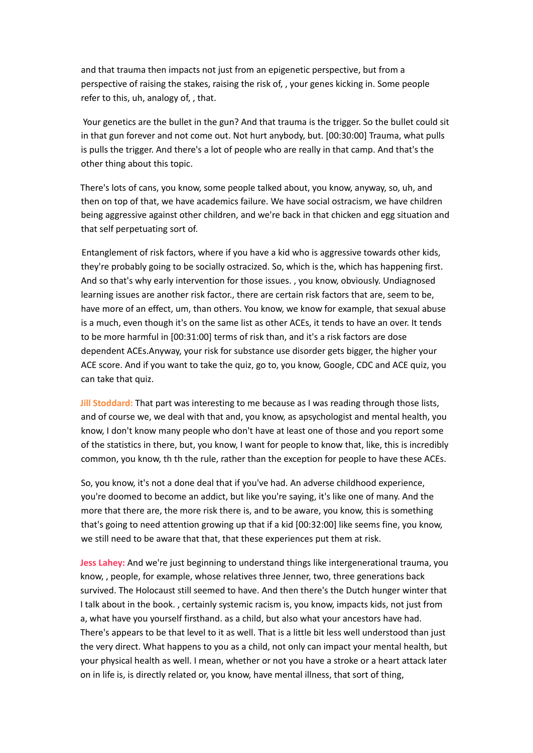and that trauma then impacts not just from an epigenetic perspective, but from a perspective of raising the stakes, raising the risk of, , your genes kicking in. Some people refer to this, uh, analogy of, , that.

Your genetics are the bullet in the gun? And that trauma is the trigger. So the bullet could sit in that gun forever and not come out. Not hurt anybody, but. [00:30:00] Trauma, what pulls is pulls the trigger. And there's a lot of people who are really in that camp. And that's the other thing about this topic.

There's lots of cans, you know, some people talked about, you know, anyway, so, uh, and then on top of that, we have academics failure. We have social ostracism, we have children being aggressive against other children, and we're back in that chicken and egg situation and that self perpetuating sort of.

Entanglement of risk factors, where if you have a kid who is aggressive towards other kids, they're probably going to be socially ostracized. So, which is the, which has happening first. And so that's why early intervention for those issues. , you know, obviously. Undiagnosed learning issues are another risk factor., there are certain risk factors that are, seem to be, have more of an effect, um, than others. You know, we know for example, that sexual abuse is a much, even though it's on the same list as other ACEs, it tends to have an over. It tends to be more harmful in [00:31:00] terms of risk than, and it's a risk factors are dose dependent ACEs.Anyway, your risk for substance use disorder gets bigger, the higher your ACE score. And if you want to take the quiz, go to, you know, Google, CDC and ACE quiz, you can take that quiz.

**Jill Stoddard:** That part was interesting to me because as I was reading through those lists, and of course we, we deal with that and, you know, as apsychologist and mental health, you know, I don't know many people who don't have at least one of those and you report some of the statistics in there, but, you know, I want for people to know that, like, this is incredibly common, you know, th th the rule, rather than the exception for people to have these ACEs.

So, you know, it's not a done deal that if you've had. An adverse childhood experience, you're doomed to become an addict, but like you're saying, it's like one of many. And the more that there are, the more risk there is, and to be aware, you know, this is something that's going to need attention growing up that if a kid [00:32:00] like seems fine, you know, we still need to be aware that that, that these experiences put them at risk.

**Jess Lahey:** And we're just beginning to understand things like intergenerational trauma, you know, , people, for example, whose relatives three Jenner, two, three generations back survived. The Holocaust still seemed to have. And then there's the Dutch hunger winter that I talk about in the book. , certainly systemic racism is, you know, impacts kids, not just from a, what have you yourself firsthand. as a child, but also what your ancestors have had. There's appears to be that level to it as well. That is a little bit less well understood than just the very direct. What happens to you as a child, not only can impact your mental health, but your physical health as well. I mean, whether or not you have a stroke or a heart attack later on in life is, is directly related or, you know, have mental illness, that sort of thing,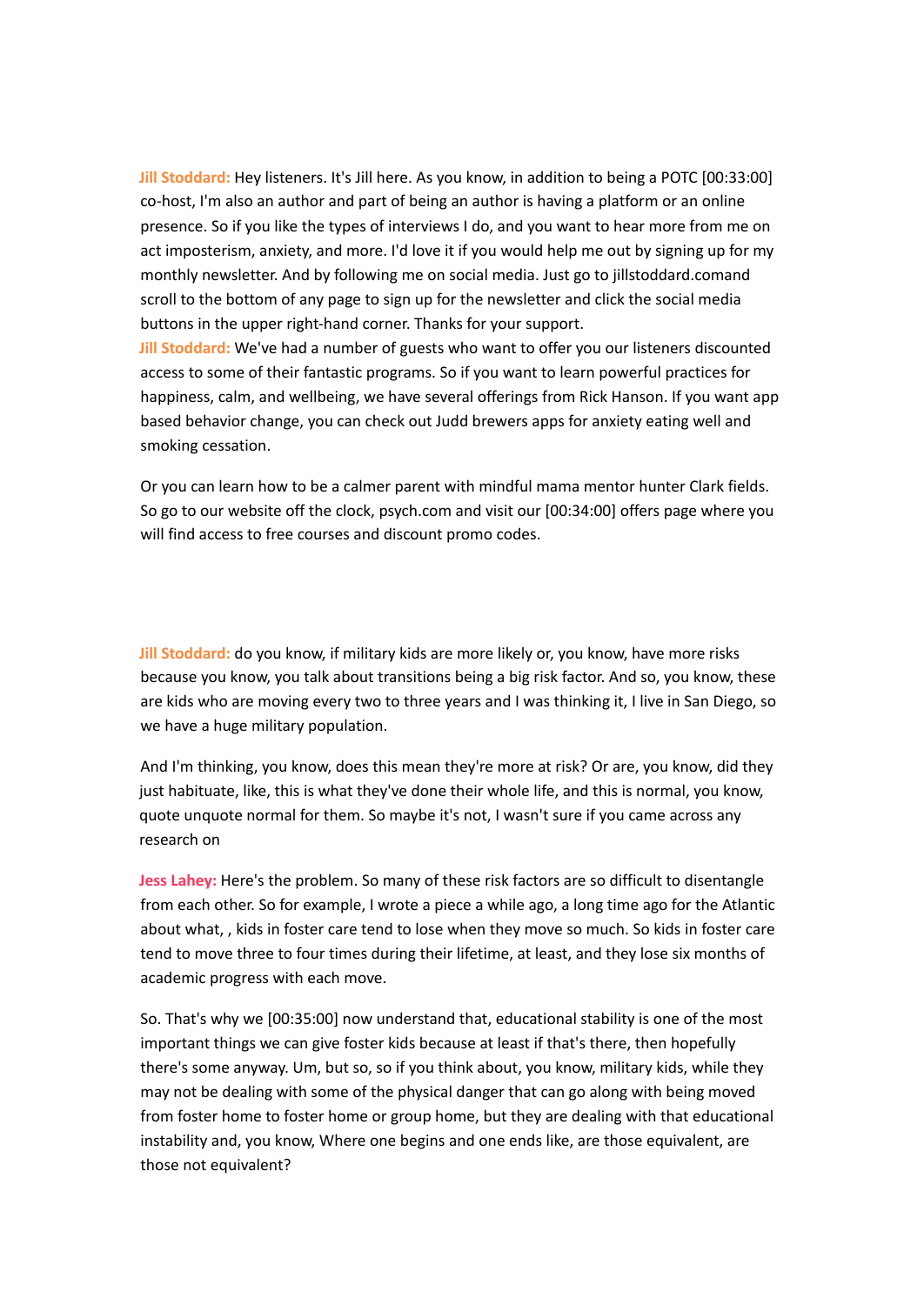**Jill Stoddard:** Hey listeners. It's Jill here. As you know, in addition to being a POTC [00:33:00] co-host, I'm also an author and part of being an author is having a platform or an online presence. So if you like the types of interviews I do, and you want to hear more from me on act imposterism, anxiety, and more. I'd love it if you would help me out by signing up for my monthly newsletter. And by following me on social media. Just go to jillstoddard.comand scroll to the bottom of any page to sign up for the newsletter and click the social media buttons in the upper right-hand corner. Thanks for your support.

**Jill Stoddard:** We've had a number of guests who want to offer you our listeners discounted access to some of their fantastic programs. So if you want to learn powerful practices for happiness, calm, and wellbeing, we have several offerings from Rick Hanson. If you want app based behavior change, you can check out Judd brewers apps for anxiety eating well and smoking cessation.

Or you can learn how to be a calmer parent with mindful mama mentor hunter Clark fields. So go to our website off the clock, psych.com and visit our [00:34:00] offers page where you will find access to free courses and discount promo codes.

**Jill Stoddard:** do you know, if military kids are more likely or, you know, have more risks because you know, you talk about transitions being a big risk factor. And so, you know, these are kids who are moving every two to three years and I was thinking it, I live in San Diego, so we have a huge military population.

And I'm thinking, you know, does this mean they're more at risk? Or are, you know, did they just habituate, like, this is what they've done their whole life, and this is normal, you know, quote unquote normal for them. So maybe it's not, I wasn't sure if you came across any research on

**Jess Lahey:** Here's the problem. So many of these risk factors are so difficult to disentangle from each other. So for example, I wrote a piece a while ago, a long time ago for the Atlantic about what, , kids in foster care tend to lose when they move so much. So kids in foster care tend to move three to four times during their lifetime, at least, and they lose six months of academic progress with each move.

So. That's why we [00:35:00] now understand that, educational stability is one of the most important things we can give foster kids because at least if that's there, then hopefully there's some anyway. Um, but so, so if you think about, you know, military kids, while they may not be dealing with some of the physical danger that can go along with being moved from foster home to foster home or group home, but they are dealing with that educational instability and, you know, Where one begins and one ends like, are those equivalent, are those not equivalent?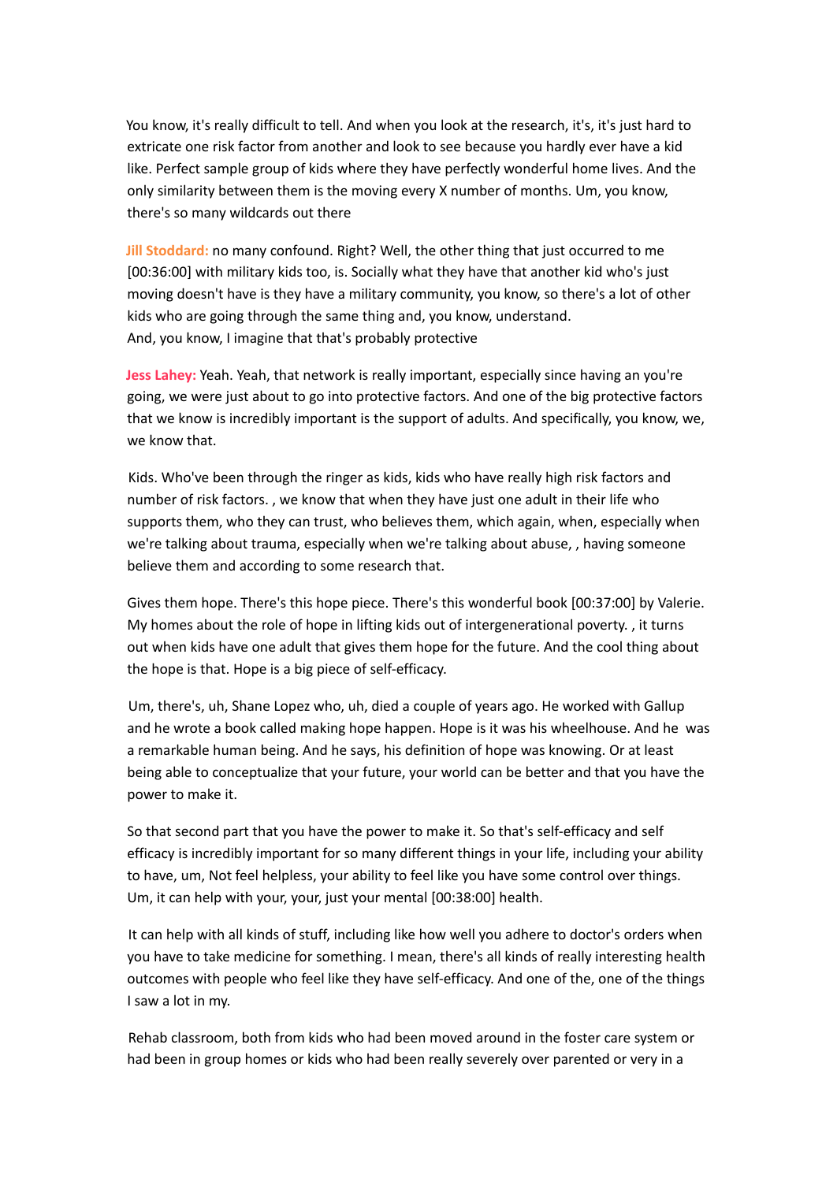You know, it's really difficult to tell. And when you look at the research, it's, it's just hard to extricate one risk factor from another and look to see because you hardly ever have a kid like. Perfect sample group of kids where they have perfectly wonderful home lives. And the only similarity between them is the moving every X number of months. Um, you know, there's so many wildcards out there

**Jill Stoddard:** no many confound. Right? Well, the other thing that just occurred to me [00:36:00] with military kids too, is. Socially what they have that another kid who's just moving doesn't have is they have a military community, you know, so there's a lot of other kids who are going through the same thing and, you know, understand.
And, you know, I imagine that that's probably protective

**Jess Lahey:** Yeah. Yeah, that network is really important, especially since having an you're going, we were just about to go into protective factors. And one of the big protective factors that we know is incredibly important is the support of adults. And specifically, you know, we, we know that.

Kids. Who've been through the ringer as kids, kids who have really high risk factors and number of risk factors. , we know that when they have just one adult in their life who supports them, who they can trust, who believes them, which again, when, especially when we're talking about trauma, especially when we're talking about abuse, , having someone believe them and according to some research that.

Gives them hope. There's this hope piece. There's this wonderful book [00:37:00] by Valerie. My homes about the role of hope in lifting kids out of intergenerational poverty. , it turns out when kids have one adult that gives them hope for the future. And the cool thing about the hope is that. Hope is a big piece of self-efficacy.

Um, there's, uh, Shane Lopez who, uh, died a couple of years ago. He worked with Gallup and he wrote a book called making hope happen. Hope is it was his wheelhouse. And he was a remarkable human being. And he says, his definition of hope was knowing. Or at least being able to conceptualize that your future, your world can be better and that you have the power to make it.

So that second part that you have the power to make it. So that's self-efficacy and self efficacy is incredibly important for so many different things in your life, including your ability to have, um, Not feel helpless, your ability to feel like you have some control over things. Um, it can help with your, your, just your mental [00:38:00] health.

It can help with all kinds of stuff, including like how well you adhere to doctor's orders when you have to take medicine for something. I mean, there's all kinds of really interesting health outcomes with people who feel like they have self-efficacy. And one of the, one of the things I saw a lot in my.

Rehab classroom, both from kids who had been moved around in the foster care system or had been in group homes or kids who had been really severely over parented or very in a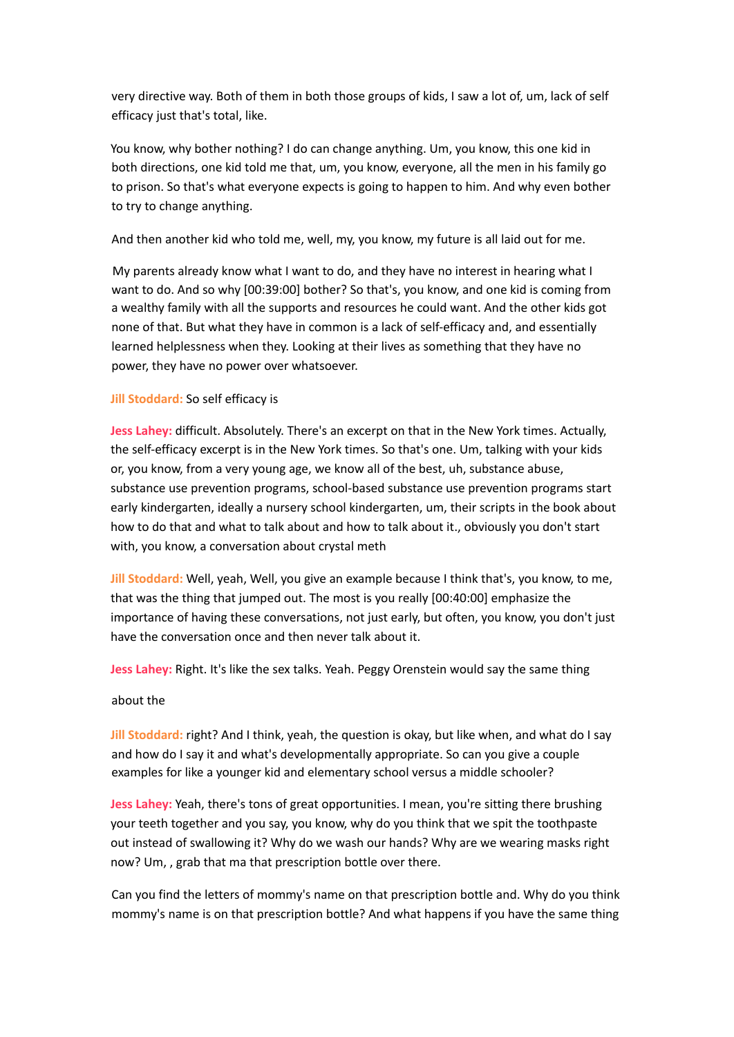very directive way. Both of them in both those groups of kids, I saw a lot of, um, lack of self efficacy just that's total, like.

You know, why bother nothing? I do can change anything. Um, you know, this one kid in both directions, one kid told me that, um, you know, everyone, all the men in his family go to prison. So that's what everyone expects is going to happen to him. And why even bother to try to change anything.

And then another kid who told me, well, my, you know, my future is all laid out for me.

My parents already know what I want to do, and they have no interest in hearing what I want to do. And so why [00:39:00] bother? So that's, you know, and one kid is coming from a wealthy family with all the supports and resources he could want. And the other kids got none of that. But what they have in common is a lack of self-efficacy and, and essentially learned helplessness when they. Looking at their lives as something that they have no power, they have no power over whatsoever.

**Jill Stoddard:** So self efficacy is

**Jess Lahey:** difficult. Absolutely. There's an excerpt on that in the New York times. Actually, the self-efficacy excerpt is in the New York times. So that's one. Um, talking with your kids or, you know, from a very young age, we know all of the best, uh, substance abuse, substance use prevention programs, school-based substance use prevention programs start early kindergarten, ideally a nursery school kindergarten, um, their scripts in the book about how to do that and what to talk about and how to talk about it., obviously you don't start with, you know, a conversation about crystal meth

**Jill Stoddard:** Well, yeah, Well, you give an example because I think that's, you know, to me, that was the thing that jumped out. The most is you really [00:40:00] emphasize the importance of having these conversations, not just early, but often, you know, you don't just have the conversation once and then never talk about it.

**Jess Lahey:** Right. It's like the sex talks. Yeah. Peggy Orenstein would say the same thing

about the

**Jill Stoddard:** right? And I think, yeah, the question is okay, but like when, and what do I say and how do I say it and what's developmentally appropriate. So can you give a couple examples for like a younger kid and elementary school versus a middle schooler?

**Jess Lahey:** Yeah, there's tons of great opportunities. I mean, you're sitting there brushing your teeth together and you say, you know, why do you think that we spit the toothpaste out instead of swallowing it? Why do we wash our hands? Why are we wearing masks right now? Um, , grab that ma that prescription bottle over there.

Can you find the letters of mommy's name on that prescription bottle and. Why do you think mommy's name is on that prescription bottle? And what happens if you have the same thing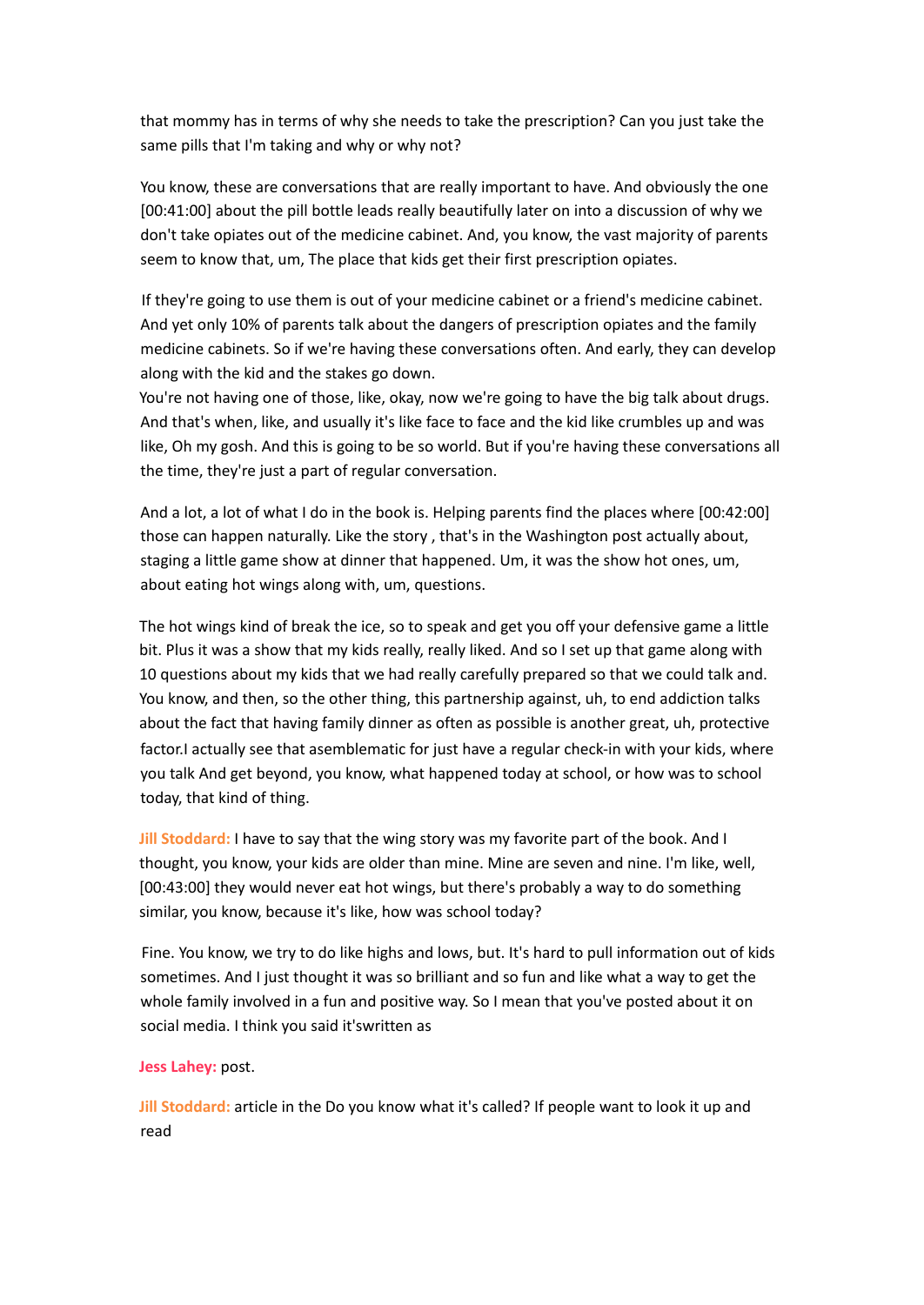that mommy has in terms of why she needs to take the prescription? Can you just take the same pills that I'm taking and why or why not?

You know, these are conversations that are really important to have. And obviously the one [00:41:00] about the pill bottle leads really beautifully later on into a discussion of why we don't take opiates out of the medicine cabinet. And, you know, the vast majority of parents seem to know that, um, The place that kids get their first prescription opiates.

If they're going to use them is out of your medicine cabinet or a friend's medicine cabinet. And yet only 10% of parents talk about the dangers of prescription opiates and the family medicine cabinets. So if we're having these conversations often. And early, they can develop along with the kid and the stakes go down.

You're not having one of those, like, okay, now we're going to have the big talk about drugs. And that's when, like, and usually it's like face to face and the kid like crumbles up and was like, Oh my gosh. And this is going to be so world. But if you're having these conversations all the time, they're just a part of regular conversation.

And a lot, a lot of what I do in the book is. Helping parents find the places where [00:42:00] those can happen naturally. Like the story , that's in the Washington post actually about, staging a little game show at dinner that happened. Um, it was the show hot ones, um, about eating hot wings along with, um, questions.

The hot wings kind of break the ice, so to speak and get you off your defensive game a little bit. Plus it was a show that my kids really, really liked. And so I set up that game along with 10 questions about my kids that we had really carefully prepared so that we could talk and. You know, and then, so the other thing, this partnership against, uh, to end addiction talks about the fact that having family dinner as often as possible is another great, uh, protective factor.I actually see that asemblematic for just have a regular check-in with your kids, where you talk And get beyond, you know, what happened today at school, or how was to school today, that kind of thing.

**Jill Stoddard:** I have to say that the wing story was my favorite part of the book. And I thought, you know, your kids are older than mine. Mine are seven and nine. I'm like, well, [00:43:00] they would never eat hot wings, but there's probably a way to do something similar, you know, because it's like, how was school today?

Fine. You know, we try to do like highs and lows, but. It's hard to pull information out of kids sometimes. And I just thought it was so brilliant and so fun and like what a way to get the whole family involved in a fun and positive way. So I mean that you've posted about it on social media. I think you said it'swritten as

**Jess Lahey:** post.

**Jill Stoddard:** article in the Do you know what it's called? If people want to look it up and read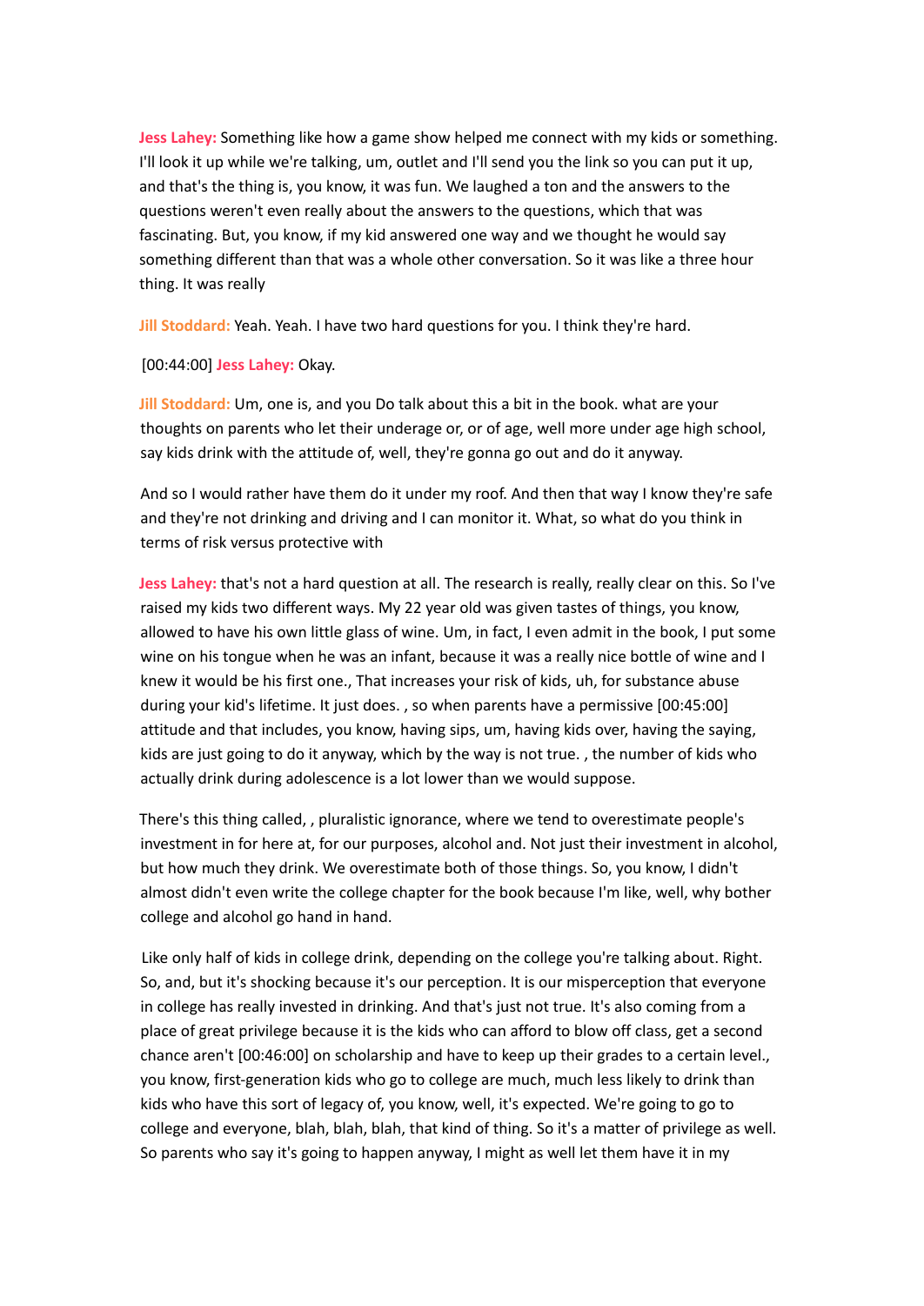**Jess Lahey:** Something like how a game show helped me connect with my kids or something. I'll look it up while we're talking, um, outlet and I'll send you the link so you can put it up, and that's the thing is, you know, it was fun. We laughed a ton and the answers to the questions weren't even really about the answers to the questions, which that was fascinating. But, you know, if my kid answered one way and we thought he would say something different than that was a whole other conversation. So it was like a three hour thing. It was really

**Jill Stoddard:** Yeah. Yeah. I have two hard questions for you. I think they're hard.

[00:44:00] **Jess Lahey:** Okay.

**Jill Stoddard:** Um, one is, and you Do talk about this a bit in the book. what are your thoughts on parents who let their underage or, or of age, well more under age high school, say kids drink with the attitude of, well, they're gonna go out and do it anyway.

And so I would rather have them do it under my roof. And then that way I know they're safe and they're not drinking and driving and I can monitor it. What, so what do you think in terms of risk versus protective with

**Jess Lahey:** that's not a hard question at all. The research is really, really clear on this. So I've raised my kids two different ways. My 22 year old was given tastes of things, you know, allowed to have his own little glass of wine. Um, in fact, I even admit in the book, I put some wine on his tongue when he was an infant, because it was a really nice bottle of wine and I knew it would be his first one., That increases your risk of kids, uh, for substance abuse during your kid's lifetime. It just does. , so when parents have a permissive [00:45:00] attitude and that includes, you know, having sips, um, having kids over, having the saying, kids are just going to do it anyway, which by the way is not true. , the number of kids who actually drink during adolescence is a lot lower than we would suppose.

There's this thing called, , pluralistic ignorance, where we tend to overestimate people's investment in for here at, for our purposes, alcohol and. Not just their investment in alcohol, but how much they drink. We overestimate both of those things. So, you know, I didn't almost didn't even write the college chapter for the book because I'm like, well, why bother college and alcohol go hand in hand.

Like only half of kids in college drink, depending on the college you're talking about. Right. So, and, but it's shocking because it's our perception. It is our misperception that everyone in college has really invested in drinking. And that's just not true. It's also coming from a place of great privilege because it is the kids who can afford to blow off class, get a second chance aren't [00:46:00] on scholarship and have to keep up their grades to a certain level., you know, first-generation kids who go to college are much, much less likely to drink than kids who have this sort of legacy of, you know, well, it's expected. We're going to go to college and everyone, blah, blah, blah, that kind of thing. So it's a matter of privilege as well. So parents who say it's going to happen anyway, I might as well let them have it in my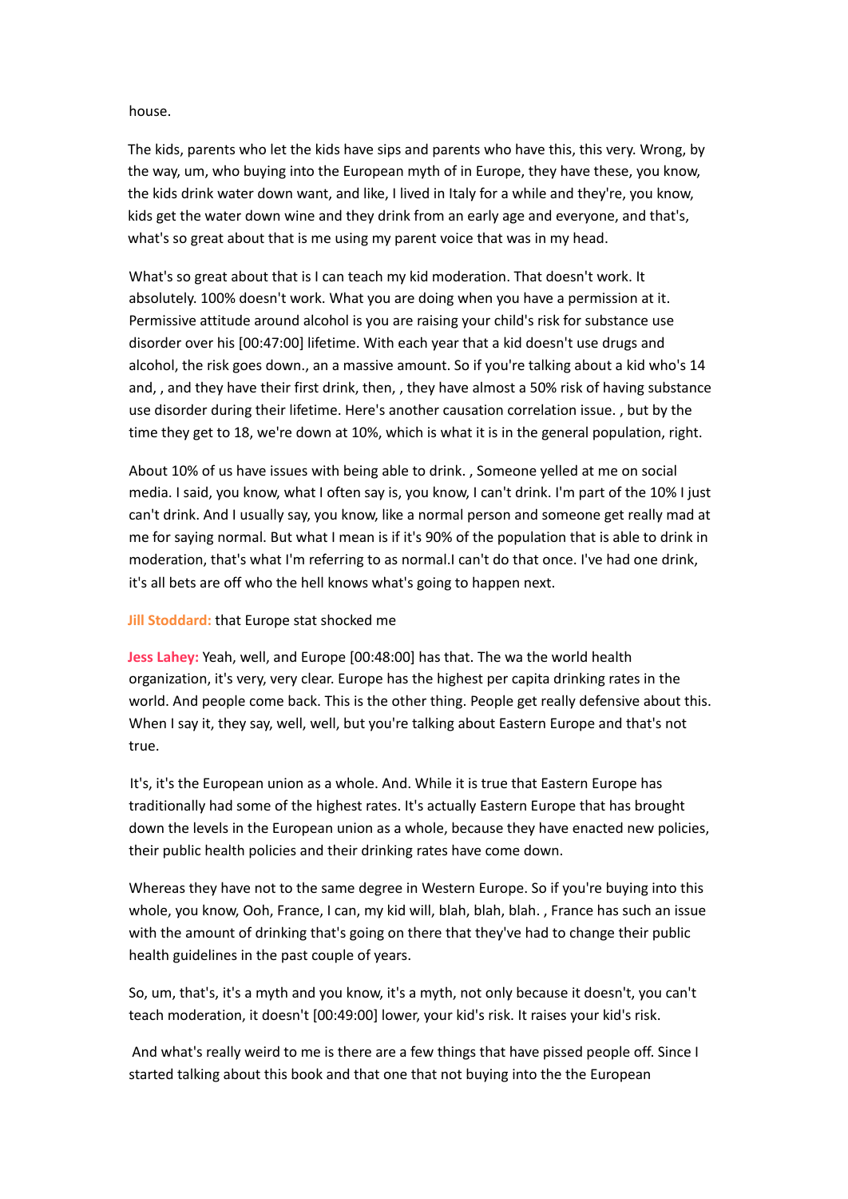house.

The kids, parents who let the kids have sips and parents who have this, this very. Wrong, by the way, um, who buying into the European myth of in Europe, they have these, you know, the kids drink water down want, and like, I lived in Italy for a while and they're, you know, kids get the water down wine and they drink from an early age and everyone, and that's, what's so great about that is me using my parent voice that was in my head.

What's so great about that is I can teach my kid moderation. That doesn't work. It absolutely. 100% doesn't work. What you are doing when you have a permission at it. Permissive attitude around alcohol is you are raising your child's risk for substance use disorder over his [00:47:00] lifetime. With each year that a kid doesn't use drugs and alcohol, the risk goes down., an a massive amount. So if you're talking about a kid who's 14 and, , and they have their first drink, then, , they have almost a 50% risk of having substance use disorder during their lifetime. Here's another causation correlation issue. , but by the time they get to 18, we're down at 10%, which is what it is in the general population, right.

About 10% of us have issues with being able to drink. , Someone yelled at me on social media. I said, you know, what I often say is, you know, I can't drink. I'm part of the 10% I just can't drink. And I usually say, you know, like a normal person and someone get really mad at me for saying normal. But what I mean is if it's 90% of the population that is able to drink in moderation, that's what I'm referring to as normal.I can't do that once. I've had one drink, it's all bets are off who the hell knows what's going to happen next.

**Jill Stoddard:** that Europe stat shocked me

**Jess Lahey:** Yeah, well, and Europe [00:48:00] has that. The wa the world health organization, it's very, very clear. Europe has the highest per capita drinking rates in the world. And people come back. This is the other thing. People get really defensive about this. When I say it, they say, well, well, but you're talking about Eastern Europe and that's not true.

It's, it's the European union as a whole. And. While it is true that Eastern Europe has traditionally had some of the highest rates. It's actually Eastern Europe that has brought down the levels in the European union as a whole, because they have enacted new policies, their public health policies and their drinking rates have come down.

Whereas they have not to the same degree in Western Europe. So if you're buying into this whole, you know, Ooh, France, I can, my kid will, blah, blah, blah. , France has such an issue with the amount of drinking that's going on there that they've had to change their public health guidelines in the past couple of years.

So, um, that's, it's a myth and you know, it's a myth, not only because it doesn't, you can't teach moderation, it doesn't [00:49:00] lower, your kid's risk. It raises your kid's risk.

And what's really weird to me is there are a few things that have pissed people off. Since I started talking about this book and that one that not buying into the the European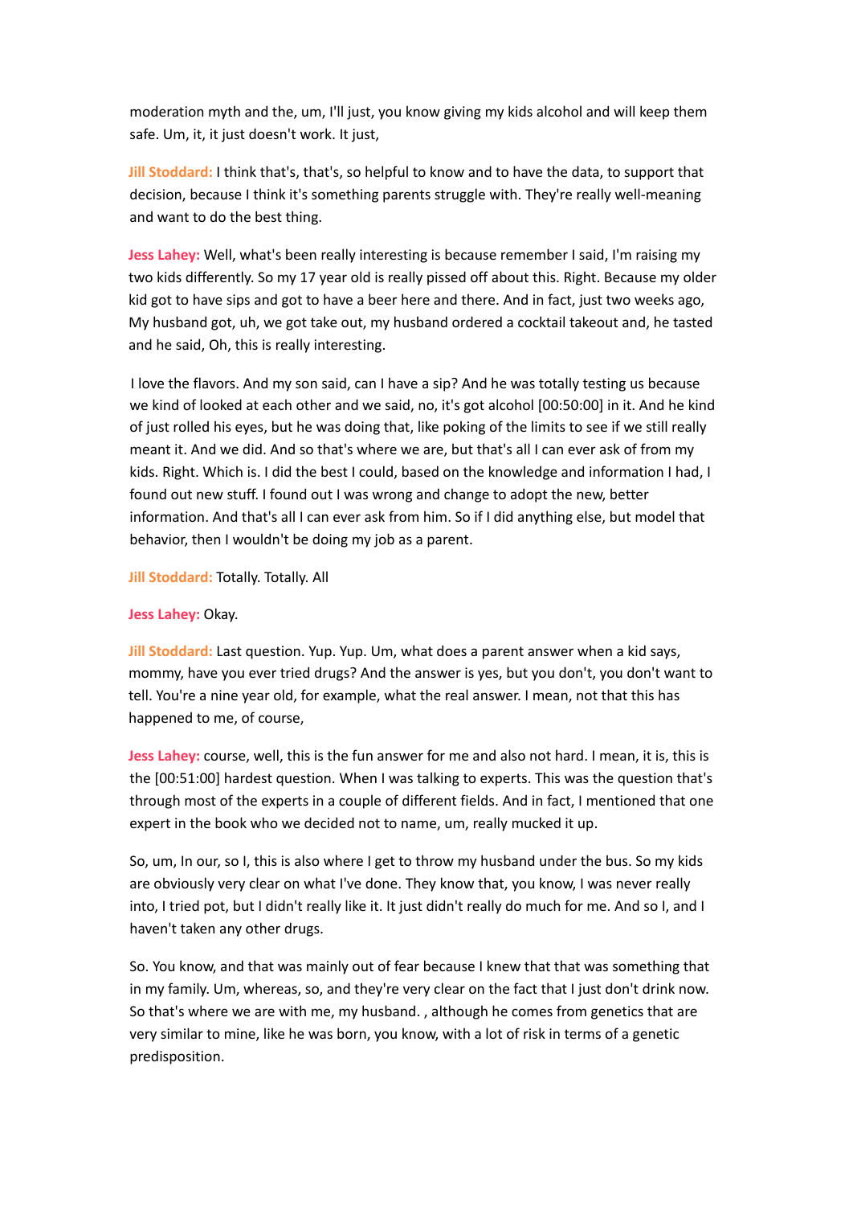moderation myth and the, um, I'll just, you know giving my kids alcohol and will keep them safe. Um, it, it just doesn't work. It just,

**Jill Stoddard:** I think that's, that's, so helpful to know and to have the data, to support that decision, because I think it's something parents struggle with. They're really well-meaning and want to do the best thing.

**Jess Lahey:** Well, what's been really interesting is because remember I said, I'm raising my two kids differently. So my 17 year old is really pissed off about this. Right. Because my older kid got to have sips and got to have a beer here and there. And in fact, just two weeks ago, My husband got, uh, we got take out, my husband ordered a cocktail takeout and, he tasted and he said, Oh, this is really interesting.

I love the flavors. And my son said, can I have a sip? And he was totally testing us because we kind of looked at each other and we said, no, it's got alcohol [00:50:00] in it. And he kind of just rolled his eyes, but he was doing that, like poking of the limits to see if we still really meant it. And we did. And so that's where we are, but that's all I can ever ask of from my kids. Right. Which is. I did the best I could, based on the knowledge and information I had, I found out new stuff. I found out I was wrong and change to adopt the new, better information. And that's all I can ever ask from him. So if I did anything else, but model that behavior, then I wouldn't be doing my job as a parent.

**Jill Stoddard:** Totally. Totally. All

**Jess Lahey:** Okay.

**Jill Stoddard:** Last question. Yup. Yup. Um, what does a parent answer when a kid says, mommy, have you ever tried drugs? And the answer is yes, but you don't, you don't want to tell. You're a nine year old, for example, what the real answer. I mean, not that this has happened to me, of course,

**Jess Lahey:** course, well, this is the fun answer for me and also not hard. I mean, it is, this is the [00:51:00] hardest question. When I was talking to experts. This was the question that's through most of the experts in a couple of different fields. And in fact, I mentioned that one expert in the book who we decided not to name, um, really mucked it up.

So, um, In our, so I, this is also where I get to throw my husband under the bus. So my kids are obviously very clear on what I've done. They know that, you know, I was never really into, I tried pot, but I didn't really like it. It just didn't really do much for me. And so I, and I haven't taken any other drugs.

So. You know, and that was mainly out of fear because I knew that that was something that in my family. Um, whereas, so, and they're very clear on the fact that I just don't drink now. So that's where we are with me, my husband. , although he comes from genetics that are very similar to mine, like he was born, you know, with a lot of risk in terms of a genetic predisposition.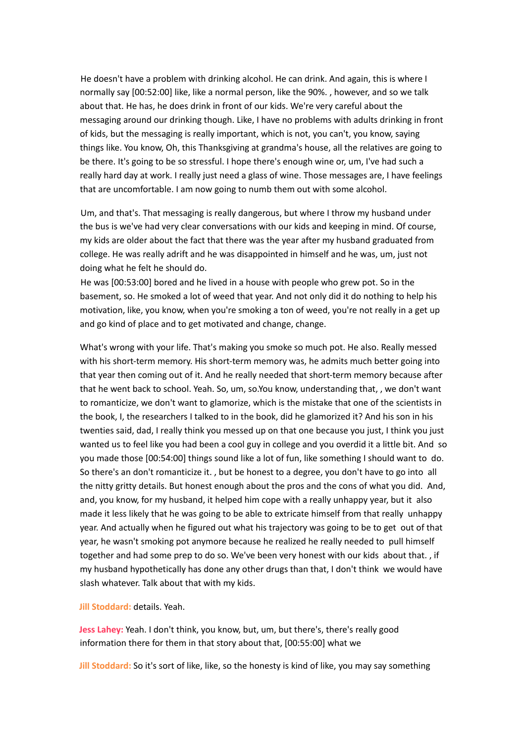He doesn't have a problem with drinking alcohol. He can drink. And again, this is where I normally say [00:52:00] like, like a normal person, like the 90%. , however, and so we talk about that. He has, he does drink in front of our kids. We're very careful about the messaging around our drinking though. Like, I have no problems with adults drinking in front of kids, but the messaging is really important, which is not, you can't, you know, saying things like. You know, Oh, this Thanksgiving at grandma's house, all the relatives are going to be there. It's going to be so stressful. I hope there's enough wine or, um, I've had such a really hard day at work. I really just need a glass of wine. Those messages are, I have feelings that are uncomfortable. I am now going to numb them out with some alcohol.

Um, and that's. That messaging is really dangerous, but where I throw my husband under the bus is we've had very clear conversations with our kids and keeping in mind. Of course, my kids are older about the fact that there was the year after my husband graduated from college. He was really adrift and he was disappointed in himself and he was, um, just not doing what he felt he should do.

He was [00:53:00] bored and he lived in a house with people who grew pot. So in the basement, so. He smoked a lot of weed that year. And not only did it do nothing to help his motivation, like, you know, when you're smoking a ton of weed, you're not really in a get up and go kind of place and to get motivated and change, change.

What's wrong with your life. That's making you smoke so much pot. He also. Really messed with his short-term memory. His short-term memory was, he admits much better going into that year then coming out of it. And he really needed that short-term memory because after that he went back to school. Yeah. So, um, so.You know, understanding that, , we don't want to romanticize, we don't want to glamorize, which is the mistake that one of the scientists in the book, I, the researchers I talked to in the book, did he glamorized it? And his son in his twenties said, dad, I really think you messed up on that one because you just, I think you just wanted us to feel like you had been a cool guy in college and you overdid it a little bit. And so you made those [00:54:00] things sound like a lot of fun, like something I should want to do. So there's an don't romanticize it. , but be honest to a degree, you don't have to go into all the nitty gritty details. But honest enough about the pros and the cons of what you did. And, and, you know, for my husband, it helped him cope with a really unhappy year, but it also made it less likely that he was going to be able to extricate himself from that really unhappy year. And actually when he figured out what his trajectory was going to be to get out of that year, he wasn't smoking pot anymore because he realized he really needed to pull himself together and had some prep to do so. We've been very honest with our kids about that. , if my husband hypothetically has done any other drugs than that, I don't think we would have slash whatever. Talk about that with my kids.

**Jill Stoddard:** details. Yeah.

**Jess Lahey:** Yeah. I don't think, you know, but, um, but there's, there's really good information there for them in that story about that, [00:55:00] what we

**Jill Stoddard:** So it's sort of like, like, so the honesty is kind of like, you may say something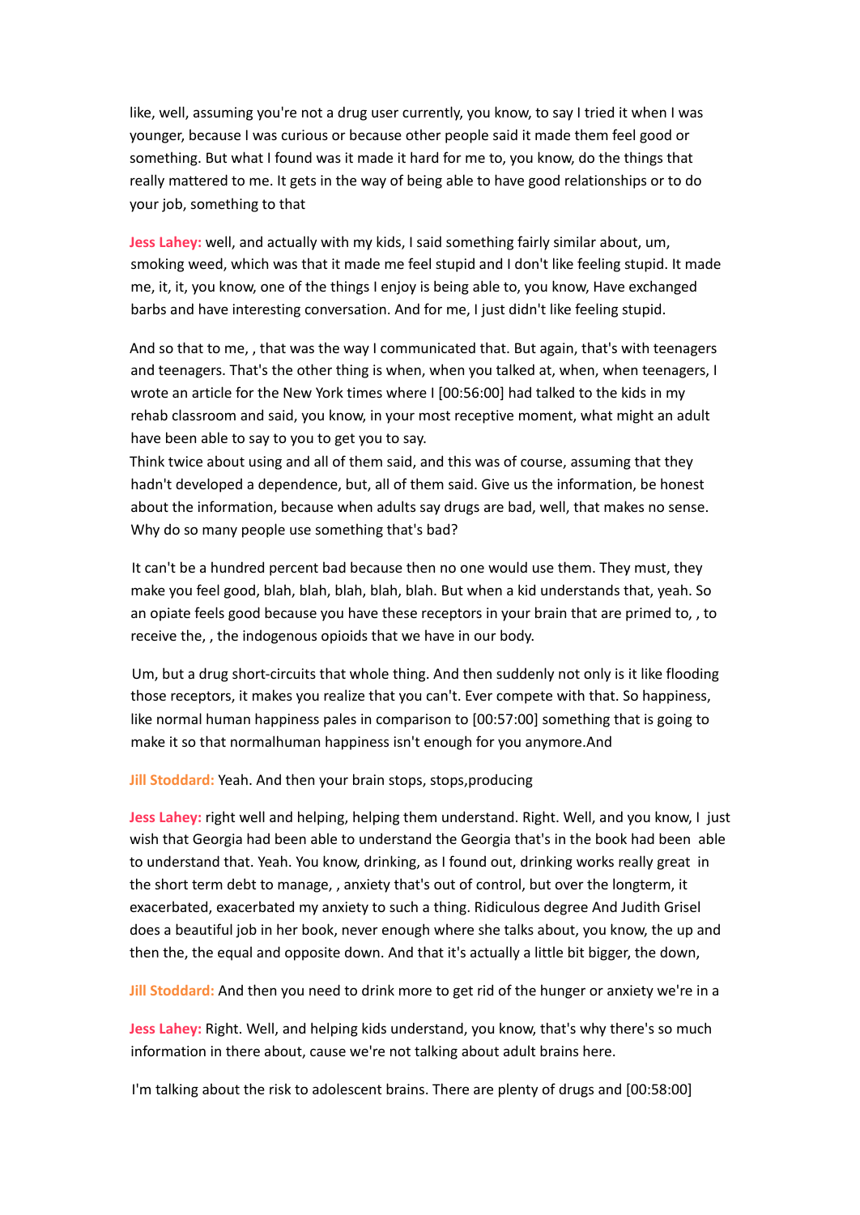like, well, assuming you're not a drug user currently, you know, to say I tried it when I was younger, because I was curious or because other people said it made them feel good or something. But what I found was it made it hard for me to, you know, do the things that really mattered to me. It gets in the way of being able to have good relationships or to do your job, something to that

**Jess Lahey:** well, and actually with my kids, I said something fairly similar about, um, smoking weed, which was that it made me feel stupid and I don't like feeling stupid. It made me, it, it, you know, one of the things I enjoy is being able to, you know, Have exchanged barbs and have interesting conversation. And for me, I just didn't like feeling stupid.

And so that to me, , that was the way I communicated that. But again, that's with teenagers and teenagers. That's the other thing is when, when you talked at, when, when teenagers, I wrote an article for the New York times where I [00:56:00] had talked to the kids in my rehab classroom and said, you know, in your most receptive moment, what might an adult have been able to say to you to get you to say.
Think twice about using and all of them said, and this was of course, assuming that they hadn't developed a dependence, but, all of them said. Give us the information, be honest about the information, because when adults say drugs are bad, well, that makes no sense. Why do so many people use something that's bad?

It can't be a hundred percent bad because then no one would use them. They must, they make you feel good, blah, blah, blah, blah, blah. But when a kid understands that, yeah. So an opiate feels good because you have these receptors in your brain that are primed to, , to receive the, , the indogenous opioids that we have in our body.

Um, but a drug short-circuits that whole thing. And then suddenly not only is it like flooding those receptors, it makes you realize that you can't. Ever compete with that. So happiness, like normal human happiness pales in comparison to [00:57:00] something that is going to make it so that normalhuman happiness isn't enough for you anymore.And

**Jill Stoddard:** Yeah. And then your brain stops, stops,producing

**Jess Lahey:** right well and helping, helping them understand. Right. Well, and you know, I just wish that Georgia had been able to understand the Georgia that's in the book had been able to understand that. Yeah. You know, drinking, as I found out, drinking works really great in the short term debt to manage, , anxiety that's out of control, but over the longterm, it exacerbated, exacerbated my anxiety to such a thing. Ridiculous degree And Judith Grisel does a beautiful job in her book, never enough where she talks about, you know, the up and then the, the equal and opposite down. And that it's actually a little bit bigger, the down,

**Jill Stoddard:** And then you need to drink more to get rid of the hunger or anxiety we're in a

**Jess Lahey:** Right. Well, and helping kids understand, you know, that's why there's so much information in there about, cause we're not talking about adult brains here.

I'm talking about the risk to adolescent brains. There are plenty of drugs and [00:58:00]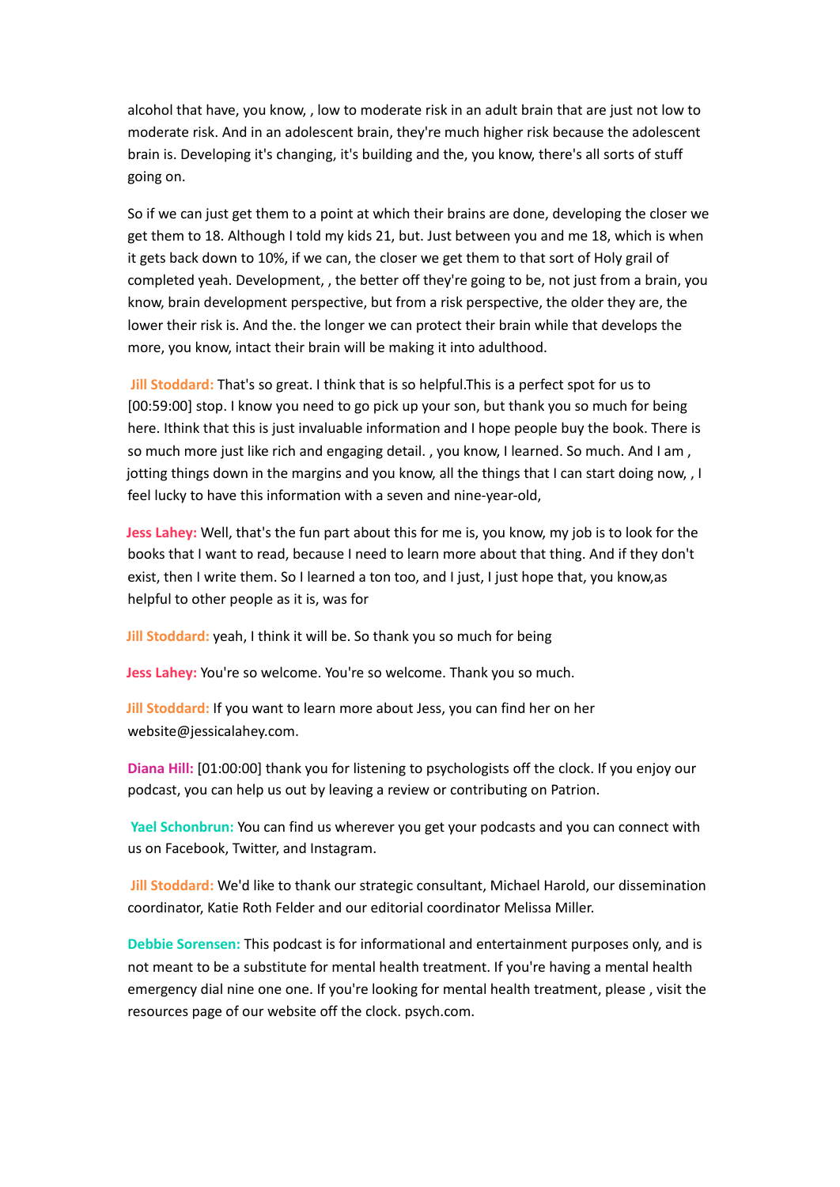alcohol that have, you know, , low to moderate risk in an adult brain that are just not low to moderate risk. And in an adolescent brain, they're much higher risk because the adolescent brain is. Developing it's changing, it's building and the, you know, there's all sorts of stuff going on.

So if we can just get them to a point at which their brains are done, developing the closer we get them to 18. Although I told my kids 21, but. Just between you and me 18, which is when it gets back down to 10%, if we can, the closer we get them to that sort of Holy grail of completed yeah. Development, , the better off they're going to be, not just from a brain, you know, brain development perspective, but from a risk perspective, the older they are, the lower their risk is. And the. the longer we can protect their brain while that develops the more, you know, intact their brain will be making it into adulthood.

**Jill Stoddard:** That's so great. I think that is so helpful.This is a perfect spot for us to [00:59:00] stop. I know you need to go pick up your son, but thank you so much for being here. Ithink that this is just invaluable information and I hope people buy the book. There is so much more just like rich and engaging detail. , you know, I learned. So much. And I am , jotting things down in the margins and you know, all the things that I can start doing now, , I feel lucky to have this information with a seven and nine-year-old,

**Jess Lahey:** Well, that's the fun part about this for me is, you know, my job is to look for the books that I want to read, because I need to learn more about that thing. And if they don't exist, then I write them. So I learned a ton too, and I just, I just hope that, you know,as helpful to other people as it is, was for

**Jill Stoddard:** yeah, I think it will be. So thank you so much for being

**Jess Lahey:** You're so welcome. You're so welcome. Thank you so much.

**Jill Stoddard:** If you want to learn more about Jess, you can find her on her website@jessicalahey.com.

**Diana Hill:** [01:00:00] thank you for listening to psychologists off the clock. If you enjoy our podcast, you can help us out by leaving a review or contributing on Patrion.

**Yael Schonbrun:** You can find us wherever you get your podcasts and you can connect with us on Facebook, Twitter, and Instagram.

**Jill Stoddard:** We'd like to thank our strategic consultant, Michael Harold, our dissemination coordinator, Katie Roth Felder and our editorial coordinator Melissa Miller.

**Debbie Sorensen:** This podcast is for informational and entertainment purposes only, and is not meant to be a substitute for mental health treatment. If you're having a mental health emergency dial nine one one. If you're looking for mental health treatment, please , visit the resources page of our website off the clock. psych.com.